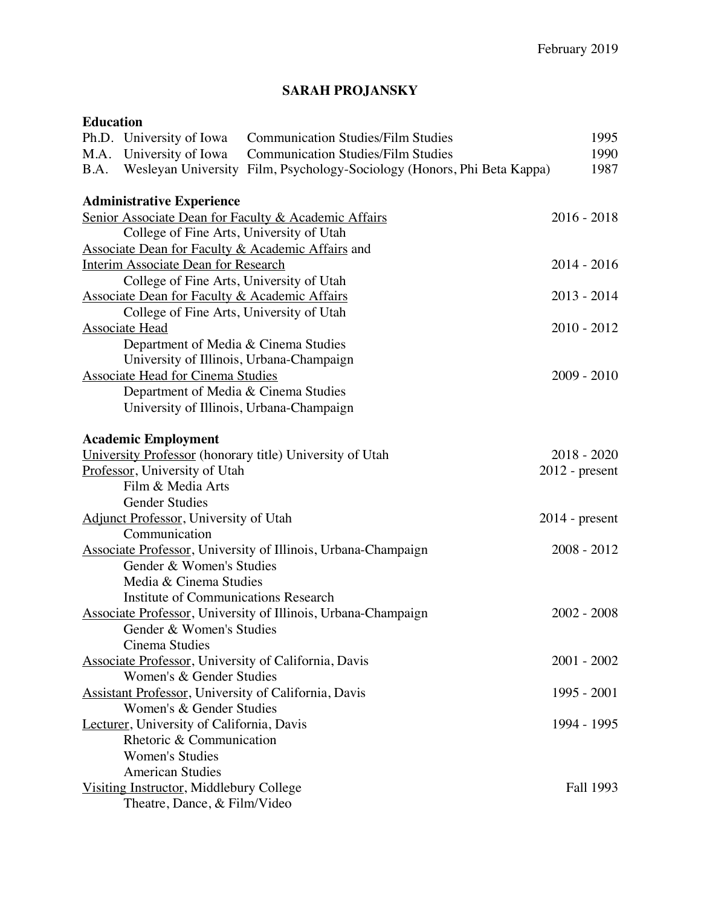February 2019

# SARAH PROJANSKY

## Education

| | | | |
|---|---|---|---|
| Ph.D. | University of Iowa | Communication Studies/Film Studies | 1995 |
| M.A. | University of Iowa | Communication Studies/Film Studies | 1990 |
| B.A. | Wesleyan University | Film, Psychology-Sociology (Honors, Phi Beta Kappa) | 1987 |

## Administrative Experience

Senior Associate Dean for Faculty & Academic Affairs — 2016 - 2018
College of Fine Arts, University of Utah

Associate Dean for Faculty & Academic Affairs and Interim Associate Dean for Research — 2014 - 2016
College of Fine Arts, University of Utah

Associate Dean for Faculty & Academic Affairs — 2013 - 2014
College of Fine Arts, University of Utah

Associate Head — 2010 - 2012
Department of Media & Cinema Studies
University of Illinois, Urbana-Champaign

Associate Head for Cinema Studies — 2009 - 2010
Department of Media & Cinema Studies
University of Illinois, Urbana-Champaign

## Academic Employment

University Professor (honorary title) University of Utah — 2018 - 2020

Professor, University of Utah — 2012 - present
Film & Media Arts
Gender Studies

Adjunct Professor, University of Utah — 2014 - present
Communication

Associate Professor, University of Illinois, Urbana-Champaign — 2008 - 2012
Gender & Women's Studies
Media & Cinema Studies
Institute of Communications Research

Associate Professor, University of Illinois, Urbana-Champaign — 2002 - 2008
Gender & Women's Studies
Cinema Studies

Associate Professor, University of California, Davis — 2001 - 2002
Women's & Gender Studies

Assistant Professor, University of California, Davis — 1995 - 2001
Women's & Gender Studies

Lecturer, University of California, Davis — 1994 - 1995
Rhetoric & Communication
Women's Studies
American Studies

Visiting Instructor, Middlebury College — Fall 1993
Theatre, Dance, & Film/Video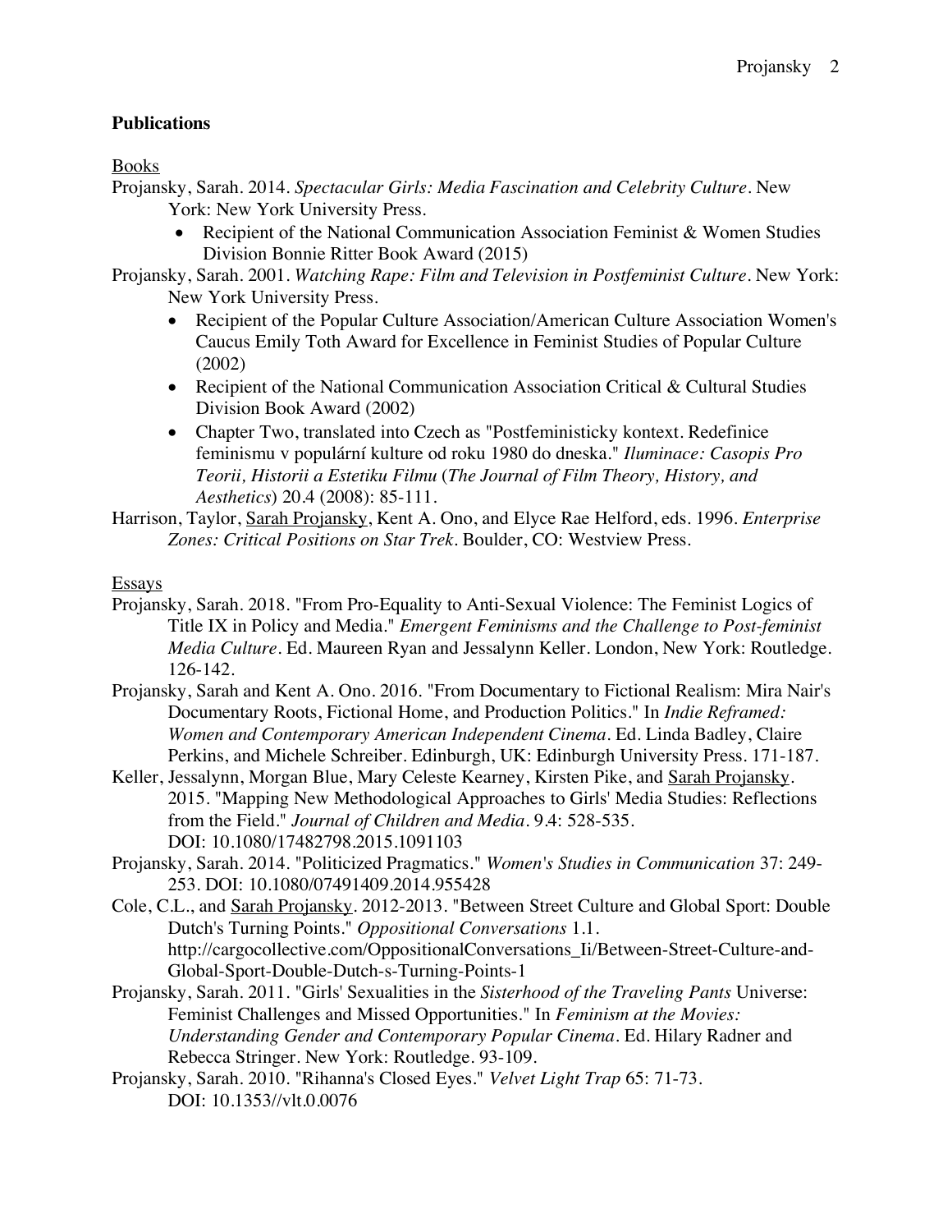**Publications**

Books

Projansky, Sarah. 2014. *Spectacular Girls: Media Fascination and Celebrity Culture*. New York: New York University Press.

- Recipient of the National Communication Association Feminist & Women Studies Division Bonnie Ritter Book Award (2015)

Projansky, Sarah. 2001. *Watching Rape: Film and Television in Postfeminist Culture*. New York: New York University Press.

- Recipient of the Popular Culture Association/American Culture Association Women's Caucus Emily Toth Award for Excellence in Feminist Studies of Popular Culture (2002)
- Recipient of the National Communication Association Critical & Cultural Studies Division Book Award (2002)
- Chapter Two, translated into Czech as "Postfeministicky kontext. Redefinice feminismu v populární kulture od roku 1980 do dneska." *Iluminace: Casopis Pro Teorii, Historii a Estetiku Filmu* (*The Journal of Film Theory, History, and Aesthetics*) 20.4 (2008): 85-111.

Harrison, Taylor, Sarah Projansky, Kent A. Ono, and Elyce Rae Helford, eds. 1996. *Enterprise Zones: Critical Positions on Star Trek*. Boulder, CO: Westview Press.

Essays

Projansky, Sarah. 2018. "From Pro-Equality to Anti-Sexual Violence: The Feminist Logics of Title IX in Policy and Media." *Emergent Feminisms and the Challenge to Post-feminist Media Culture*. Ed. Maureen Ryan and Jessalynn Keller. London, New York: Routledge. 126-142.

Projansky, Sarah and Kent A. Ono. 2016. "From Documentary to Fictional Realism: Mira Nair's Documentary Roots, Fictional Home, and Production Politics." In *Indie Reframed: Women and Contemporary American Independent Cinema*. Ed. Linda Badley, Claire Perkins, and Michele Schreiber. Edinburgh, UK: Edinburgh University Press. 171-187.

Keller, Jessalynn, Morgan Blue, Mary Celeste Kearney, Kirsten Pike, and Sarah Projansky. 2015. "Mapping New Methodological Approaches to Girls' Media Studies: Reflections from the Field." *Journal of Children and Media*. 9.4: 528-535. DOI: 10.1080/17482798.2015.1091103

Projansky, Sarah. 2014. "Politicized Pragmatics." *Women's Studies in Communication* 37: 249-253. DOI: 10.1080/07491409.2014.955428

Cole, C.L., and Sarah Projansky. 2012-2013. "Between Street Culture and Global Sport: Double Dutch's Turning Points." *Oppositional Conversations* 1.1. http://cargocollective.com/OppositionalConversations_Ii/Between-Street-Culture-and-Global-Sport-Double-Dutch-s-Turning-Points-1

Projansky, Sarah. 2011. "Girls' Sexualities in the *Sisterhood of the Traveling Pants* Universe: Feminist Challenges and Missed Opportunities." In *Feminism at the Movies: Understanding Gender and Contemporary Popular Cinema*. Ed. Hilary Radner and Rebecca Stringer. New York: Routledge. 93-109.

Projansky, Sarah. 2010. "Rihanna's Closed Eyes." *Velvet Light Trap* 65: 71-73. DOI: 10.1353//vlt.0.0076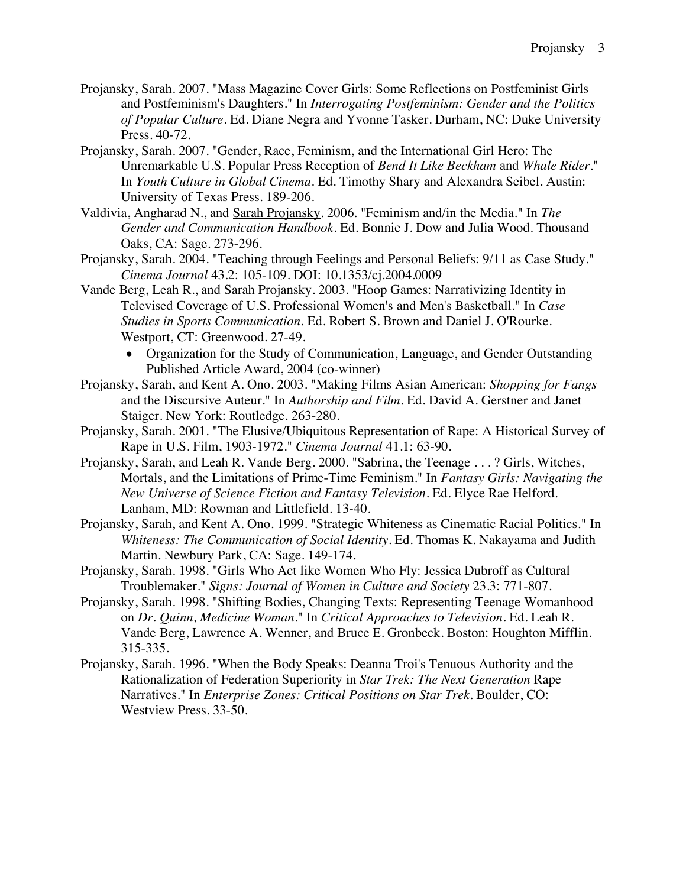Projansky, Sarah. 2007. "Mass Magazine Cover Girls: Some Reflections on Postfeminist Girls and Postfeminism's Daughters." In *Interrogating Postfeminism: Gender and the Politics of Popular Culture*. Ed. Diane Negra and Yvonne Tasker. Durham, NC: Duke University Press. 40-72.

Projansky, Sarah. 2007. "Gender, Race, Feminism, and the International Girl Hero: The Unremarkable U.S. Popular Press Reception of *Bend It Like Beckham* and *Whale Rider*." In *Youth Culture in Global Cinema*. Ed. Timothy Shary and Alexandra Seibel. Austin: University of Texas Press. 189-206.

Valdivia, Angharad N., and <u>Sarah Projansky</u>. 2006. "Feminism and/in the Media." In *The Gender and Communication Handbook*. Ed. Bonnie J. Dow and Julia Wood. Thousand Oaks, CA: Sage. 273-296.

Projansky, Sarah. 2004. "Teaching through Feelings and Personal Beliefs: 9/11 as Case Study." *Cinema Journal* 43.2: 105-109. DOI: 10.1353/cj.2004.0009

Vande Berg, Leah R., and <u>Sarah Projansky</u>. 2003. "Hoop Games: Narrativizing Identity in Televised Coverage of U.S. Professional Women's and Men's Basketball." In *Case Studies in Sports Communication*. Ed. Robert S. Brown and Daniel J. O'Rourke. Westport, CT: Greenwood. 27-49.

- Organization for the Study of Communication, Language, and Gender Outstanding Published Article Award, 2004 (co-winner)

Projansky, Sarah, and Kent A. Ono. 2003. "Making Films Asian American: *Shopping for Fangs* and the Discursive Auteur." In *Authorship and Film*. Ed. David A. Gerstner and Janet Staiger. New York: Routledge. 263-280.

Projansky, Sarah. 2001. "The Elusive/Ubiquitous Representation of Rape: A Historical Survey of Rape in U.S. Film, 1903-1972." *Cinema Journal* 41.1: 63-90.

Projansky, Sarah, and Leah R. Vande Berg. 2000. "Sabrina, the Teenage . . . ? Girls, Witches, Mortals, and the Limitations of Prime-Time Feminism." In *Fantasy Girls: Navigating the New Universe of Science Fiction and Fantasy Television*. Ed. Elyce Rae Helford. Lanham, MD: Rowman and Littlefield. 13-40.

Projansky, Sarah, and Kent A. Ono. 1999. "Strategic Whiteness as Cinematic Racial Politics." In *Whiteness: The Communication of Social Identity*. Ed. Thomas K. Nakayama and Judith Martin. Newbury Park, CA: Sage. 149-174.

Projansky, Sarah. 1998. "Girls Who Act like Women Who Fly: Jessica Dubroff as Cultural Troublemaker." *Signs: Journal of Women in Culture and Society* 23.3: 771-807.

Projansky, Sarah. 1998. "Shifting Bodies, Changing Texts: Representing Teenage Womanhood on *Dr. Quinn, Medicine Woman*." In *Critical Approaches to Television*. Ed. Leah R. Vande Berg, Lawrence A. Wenner, and Bruce E. Gronbeck. Boston: Houghton Mifflin. 315-335.

Projansky, Sarah. 1996. "When the Body Speaks: Deanna Troi's Tenuous Authority and the Rationalization of Federation Superiority in *Star Trek: The Next Generation* Rape Narratives." In *Enterprise Zones: Critical Positions on Star Trek*. Boulder, CO: Westview Press. 33-50.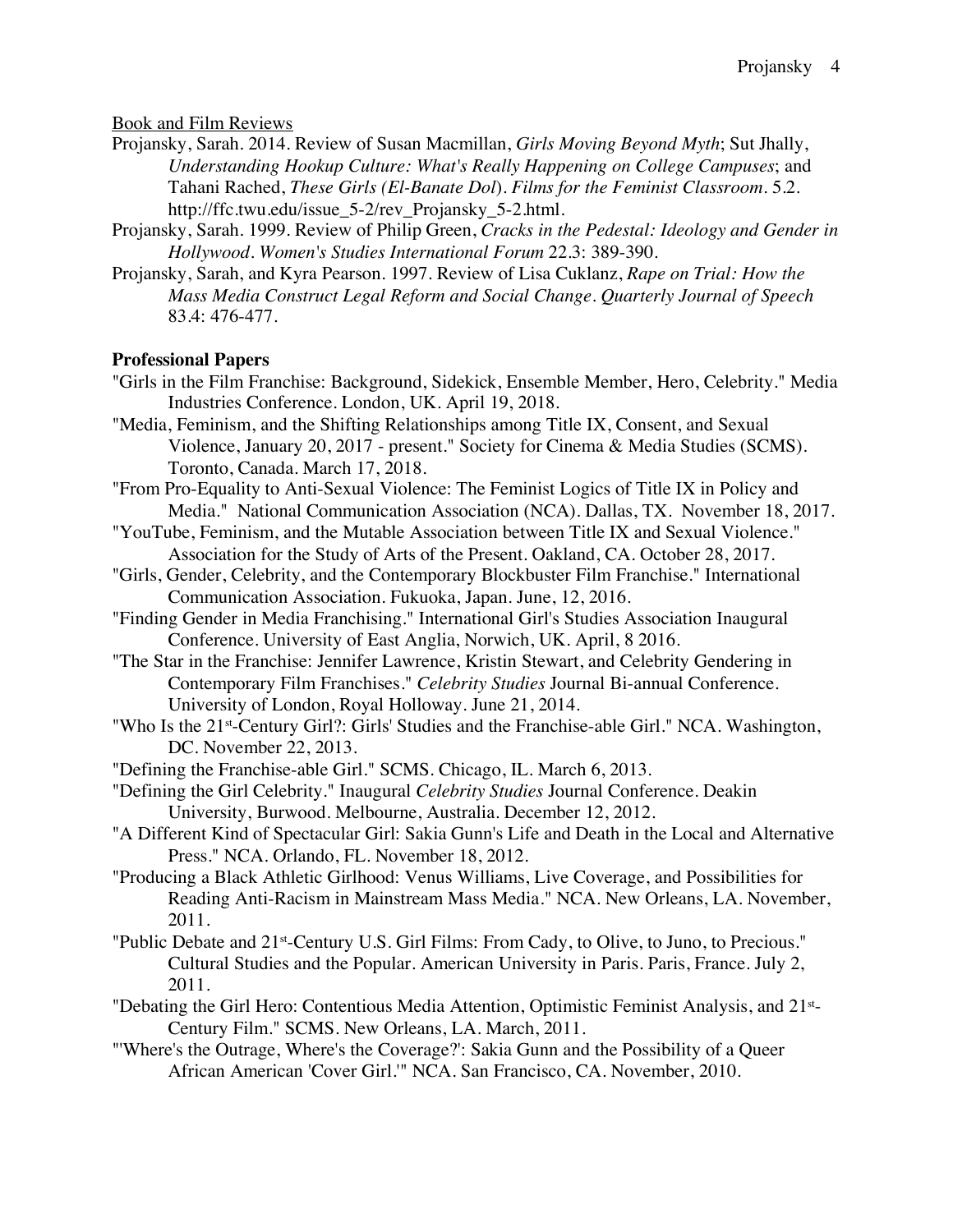Book and Film Reviews

Projansky, Sarah. 2014. Review of Susan Macmillan, *Girls Moving Beyond Myth*; Sut Jhally, *Understanding Hookup Culture: What's Really Happening on College Campuses*; and Tahani Rached, *These Girls (El-Banate Dol*). *Films for the Feminist Classroom*. 5.2. http://ffc.twu.edu/issue_5-2/rev_Projansky_5-2.html.

Projansky, Sarah. 1999. Review of Philip Green, *Cracks in the Pedestal: Ideology and Gender in Hollywood*. *Women's Studies International Forum* 22.3: 389-390.

Projansky, Sarah, and Kyra Pearson. 1997. Review of Lisa Cuklanz, *Rape on Trial: How the Mass Media Construct Legal Reform and Social Change*. *Quarterly Journal of Speech* 83.4: 476-477.

**Professional Papers**

"Girls in the Film Franchise: Background, Sidekick, Ensemble Member, Hero, Celebrity." Media Industries Conference. London, UK. April 19, 2018.

"Media, Feminism, and the Shifting Relationships among Title IX, Consent, and Sexual Violence, January 20, 2017 - present." Society for Cinema & Media Studies (SCMS). Toronto, Canada. March 17, 2018.

"From Pro-Equality to Anti-Sexual Violence: The Feminist Logics of Title IX in Policy and Media." National Communication Association (NCA). Dallas, TX. November 18, 2017.

"YouTube, Feminism, and the Mutable Association between Title IX and Sexual Violence." Association for the Study of Arts of the Present. Oakland, CA. October 28, 2017.

"Girls, Gender, Celebrity, and the Contemporary Blockbuster Film Franchise." International Communication Association. Fukuoka, Japan. June, 12, 2016.

"Finding Gender in Media Franchising." International Girl's Studies Association Inaugural Conference. University of East Anglia, Norwich, UK. April, 8 2016.

"The Star in the Franchise: Jennifer Lawrence, Kristin Stewart, and Celebrity Gendering in Contemporary Film Franchises." *Celebrity Studies* Journal Bi-annual Conference. University of London, Royal Holloway. June 21, 2014.

"Who Is the 21st-Century Girl?: Girls' Studies and the Franchise-able Girl." NCA. Washington, DC. November 22, 2013.

"Defining the Franchise-able Girl." SCMS. Chicago, IL. March 6, 2013.

"Defining the Girl Celebrity." Inaugural *Celebrity Studies* Journal Conference. Deakin University, Burwood. Melbourne, Australia. December 12, 2012.

"A Different Kind of Spectacular Girl: Sakia Gunn's Life and Death in the Local and Alternative Press." NCA. Orlando, FL. November 18, 2012.

"Producing a Black Athletic Girlhood: Venus Williams, Live Coverage, and Possibilities for Reading Anti-Racism in Mainstream Mass Media." NCA. New Orleans, LA. November, 2011.

"Public Debate and 21st-Century U.S. Girl Films: From Cady, to Olive, to Juno, to Precious." Cultural Studies and the Popular. American University in Paris. Paris, France. July 2, 2011.

"Debating the Girl Hero: Contentious Media Attention, Optimistic Feminist Analysis, and 21st-Century Film." SCMS. New Orleans, LA. March, 2011.

"'Where's the Outrage, Where's the Coverage?': Sakia Gunn and the Possibility of a Queer African American 'Cover Girl.'" NCA. San Francisco, CA. November, 2010.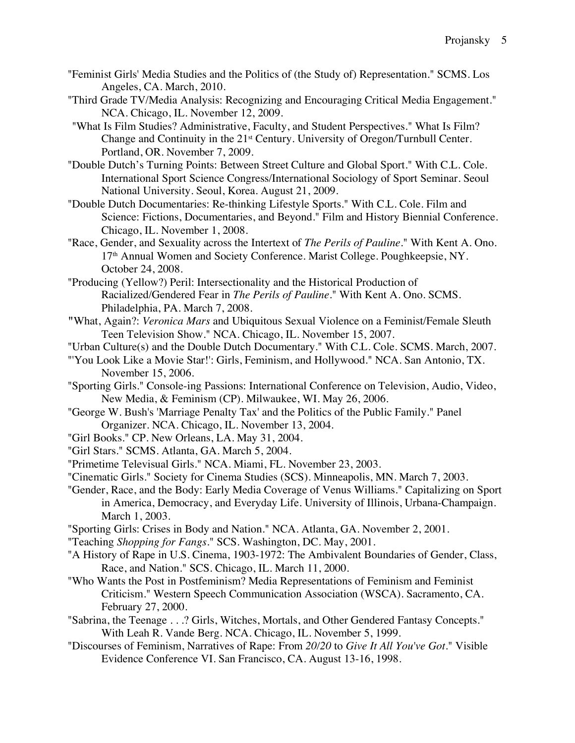"Feminist Girls' Media Studies and the Politics of (the Study of) Representation." SCMS. Los Angeles, CA. March, 2010.

"Third Grade TV/Media Analysis: Recognizing and Encouraging Critical Media Engagement." NCA. Chicago, IL. November 12, 2009.

"What Is Film Studies? Administrative, Faculty, and Student Perspectives." What Is Film? Change and Continuity in the 21st Century. University of Oregon/Turnbull Center. Portland, OR. November 7, 2009.

"Double Dutch's Turning Points: Between Street Culture and Global Sport." With C.L. Cole. International Sport Science Congress/International Sociology of Sport Seminar. Seoul National University. Seoul, Korea. August 21, 2009.

"Double Dutch Documentaries: Re-thinking Lifestyle Sports." With C.L. Cole. Film and Science: Fictions, Documentaries, and Beyond." Film and History Biennial Conference. Chicago, IL. November 1, 2008.

"Race, Gender, and Sexuality across the Intertext of *The Perils of Pauline*." With Kent A. Ono. 17th Annual Women and Society Conference. Marist College. Poughkeepsie, NY. October 24, 2008.

"Producing (Yellow?) Peril: Intersectionality and the Historical Production of Racialized/Gendered Fear in *The Perils of Pauline*." With Kent A. Ono. SCMS. Philadelphia, PA. March 7, 2008.

"What, Again?: *Veronica Mars* and Ubiquitous Sexual Violence on a Feminist/Female Sleuth Teen Television Show." NCA. Chicago, IL. November 15, 2007.

"Urban Culture(s) and the Double Dutch Documentary." With C.L. Cole. SCMS. March, 2007.

"'You Look Like a Movie Star!': Girls, Feminism, and Hollywood." NCA. San Antonio, TX. November 15, 2006.

"Sporting Girls." Console-ing Passions: International Conference on Television, Audio, Video, New Media, & Feminism (CP). Milwaukee, WI. May 26, 2006.

"George W. Bush's 'Marriage Penalty Tax' and the Politics of the Public Family." Panel Organizer. NCA. Chicago, IL. November 13, 2004.

"Girl Books." CP. New Orleans, LA. May 31, 2004.

"Girl Stars." SCMS. Atlanta, GA. March 5, 2004.

"Primetime Televisual Girls." NCA. Miami, FL. November 23, 2003.

"Cinematic Girls." Society for Cinema Studies (SCS). Minneapolis, MN. March 7, 2003.

"Gender, Race, and the Body: Early Media Coverage of Venus Williams." Capitalizing on Sport in America, Democracy, and Everyday Life. University of Illinois, Urbana-Champaign. March 1, 2003.

"Sporting Girls: Crises in Body and Nation." NCA. Atlanta, GA. November 2, 2001.

"Teaching *Shopping for Fangs*." SCS. Washington, DC. May, 2001.

"A History of Rape in U.S. Cinema, 1903-1972: The Ambivalent Boundaries of Gender, Class, Race, and Nation." SCS. Chicago, IL. March 11, 2000.

"Who Wants the Post in Postfeminism? Media Representations of Feminism and Feminist Criticism." Western Speech Communication Association (WSCA). Sacramento, CA. February 27, 2000.

"Sabrina, the Teenage . . .? Girls, Witches, Mortals, and Other Gendered Fantasy Concepts." With Leah R. Vande Berg. NCA. Chicago, IL. November 5, 1999.

"Discourses of Feminism, Narratives of Rape: From *20/20* to *Give It All You've Got*." Visible Evidence Conference VI. San Francisco, CA. August 13-16, 1998.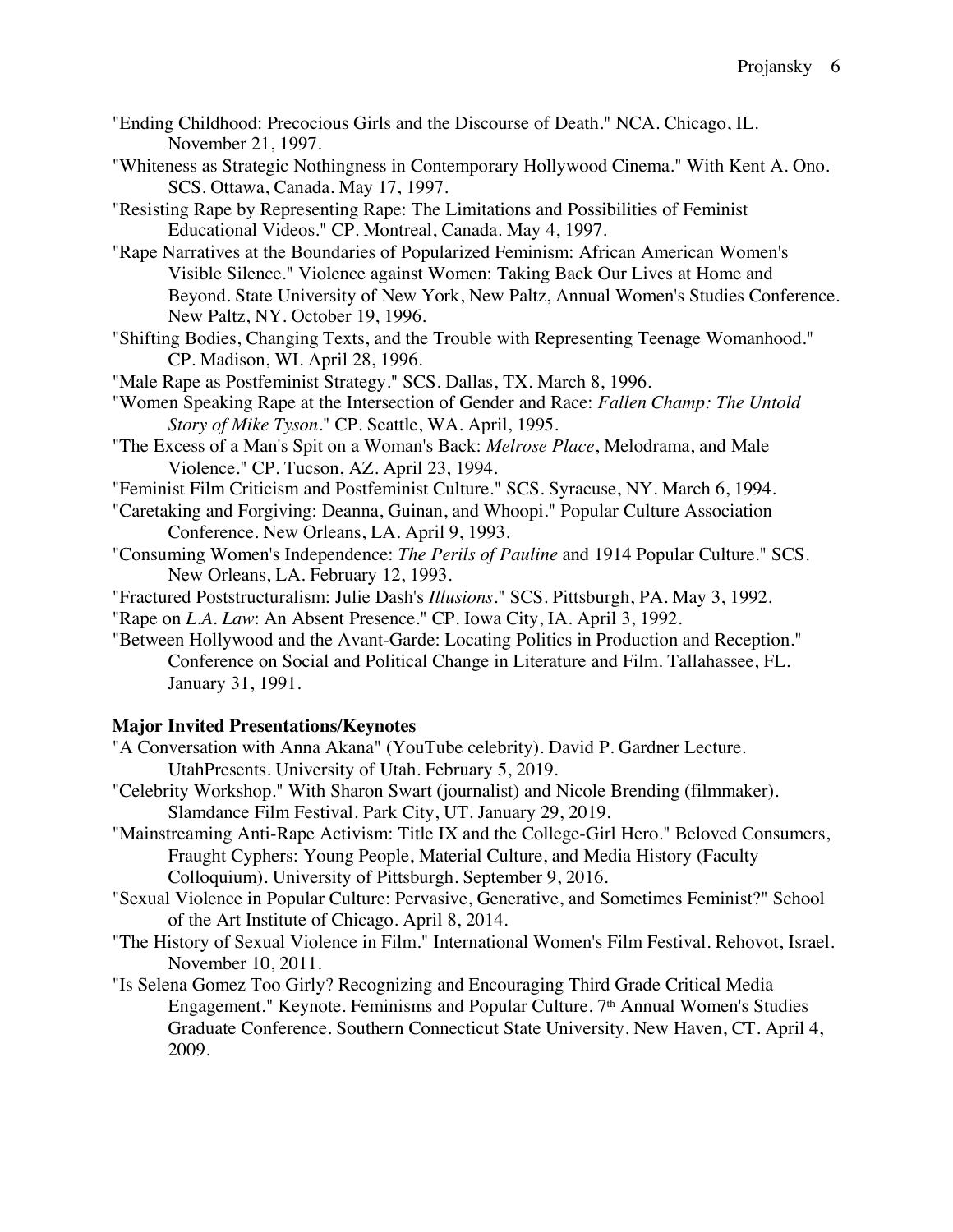"Ending Childhood: Precocious Girls and the Discourse of Death." NCA. Chicago, IL. November 21, 1997.

"Whiteness as Strategic Nothingness in Contemporary Hollywood Cinema." With Kent A. Ono. SCS. Ottawa, Canada. May 17, 1997.

"Resisting Rape by Representing Rape: The Limitations and Possibilities of Feminist Educational Videos." CP. Montreal, Canada. May 4, 1997.

"Rape Narratives at the Boundaries of Popularized Feminism: African American Women's Visible Silence." Violence against Women: Taking Back Our Lives at Home and Beyond. State University of New York, New Paltz, Annual Women's Studies Conference. New Paltz, NY. October 19, 1996.

"Shifting Bodies, Changing Texts, and the Trouble with Representing Teenage Womanhood." CP. Madison, WI. April 28, 1996.

"Male Rape as Postfeminist Strategy." SCS. Dallas, TX. March 8, 1996.

"Women Speaking Rape at the Intersection of Gender and Race: *Fallen Champ: The Untold Story of Mike Tyson*." CP. Seattle, WA. April, 1995.

"The Excess of a Man's Spit on a Woman's Back: *Melrose Place*, Melodrama, and Male Violence." CP. Tucson, AZ. April 23, 1994.

"Feminist Film Criticism and Postfeminist Culture." SCS. Syracuse, NY. March 6, 1994.

"Caretaking and Forgiving: Deanna, Guinan, and Whoopi." Popular Culture Association Conference. New Orleans, LA. April 9, 1993.

"Consuming Women's Independence: *The Perils of Pauline* and 1914 Popular Culture." SCS. New Orleans, LA. February 12, 1993.

"Fractured Poststructuralism: Julie Dash's *Illusions*." SCS. Pittsburgh, PA. May 3, 1992.

"Rape on *L.A. Law*: An Absent Presence." CP. Iowa City, IA. April 3, 1992.

"Between Hollywood and the Avant-Garde: Locating Politics in Production and Reception." Conference on Social and Political Change in Literature and Film. Tallahassee, FL. January 31, 1991.

**Major Invited Presentations/Keynotes**

"A Conversation with Anna Akana" (YouTube celebrity). David P. Gardner Lecture. UtahPresents. University of Utah. February 5, 2019.

"Celebrity Workshop." With Sharon Swart (journalist) and Nicole Brending (filmmaker). Slamdance Film Festival. Park City, UT. January 29, 2019.

"Mainstreaming Anti-Rape Activism: Title IX and the College-Girl Hero." Beloved Consumers, Fraught Cyphers: Young People, Material Culture, and Media History (Faculty Colloquium). University of Pittsburgh. September 9, 2016.

"Sexual Violence in Popular Culture: Pervasive, Generative, and Sometimes Feminist?" School of the Art Institute of Chicago. April 8, 2014.

"The History of Sexual Violence in Film." International Women's Film Festival. Rehovot, Israel. November 10, 2011.

"Is Selena Gomez Too Girly? Recognizing and Encouraging Third Grade Critical Media Engagement." Keynote. Feminisms and Popular Culture. 7th Annual Women's Studies Graduate Conference. Southern Connecticut State University. New Haven, CT. April 4, 2009.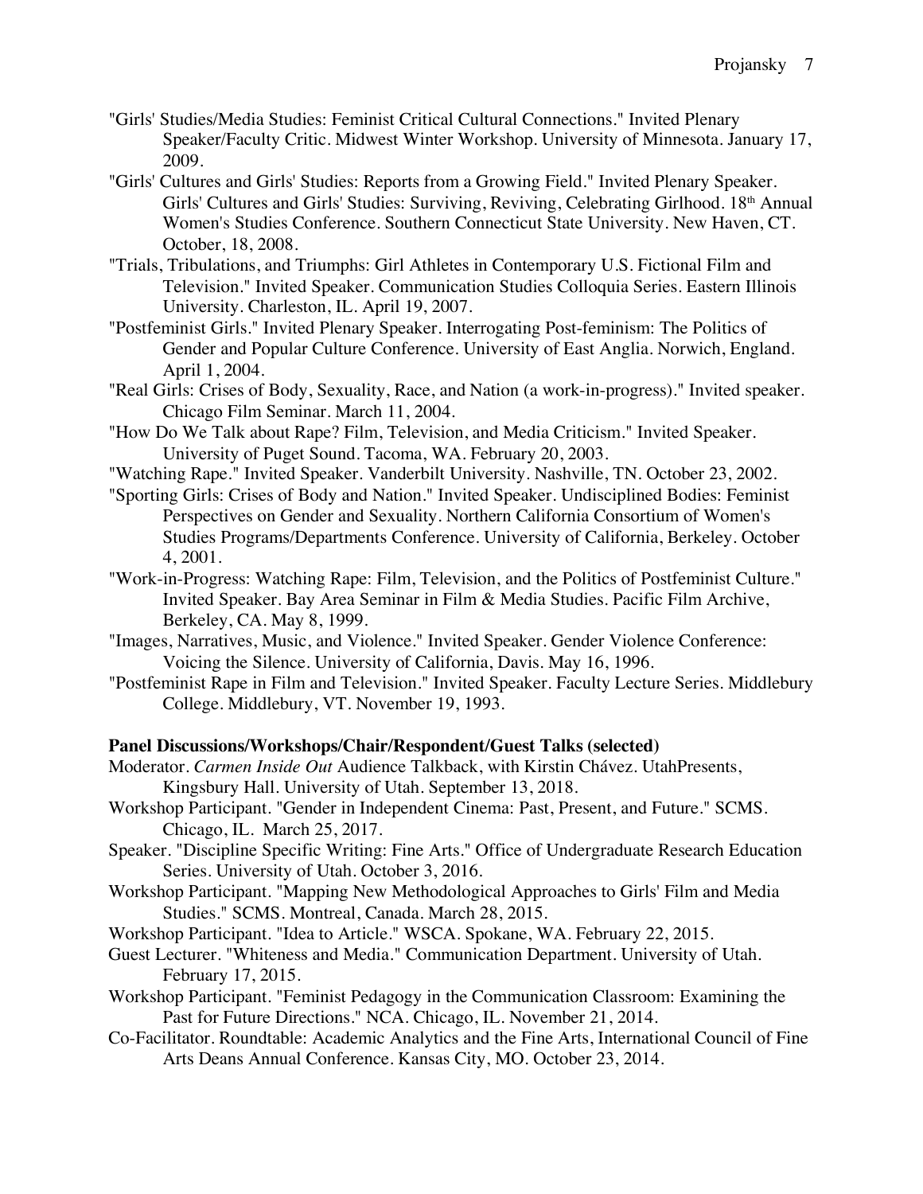"Girls' Studies/Media Studies: Feminist Critical Cultural Connections." Invited Plenary Speaker/Faculty Critic. Midwest Winter Workshop. University of Minnesota. January 17, 2009.

"Girls' Cultures and Girls' Studies: Reports from a Growing Field." Invited Plenary Speaker. Girls' Cultures and Girls' Studies: Surviving, Reviving, Celebrating Girlhood. 18th Annual Women's Studies Conference. Southern Connecticut State University. New Haven, CT. October, 18, 2008.

"Trials, Tribulations, and Triumphs: Girl Athletes in Contemporary U.S. Fictional Film and Television." Invited Speaker. Communication Studies Colloquia Series. Eastern Illinois University. Charleston, IL. April 19, 2007.

"Postfeminist Girls." Invited Plenary Speaker. Interrogating Post-feminism: The Politics of Gender and Popular Culture Conference. University of East Anglia. Norwich, England. April 1, 2004.

"Real Girls: Crises of Body, Sexuality, Race, and Nation (a work-in-progress)." Invited speaker. Chicago Film Seminar. March 11, 2004.

"How Do We Talk about Rape? Film, Television, and Media Criticism." Invited Speaker. University of Puget Sound. Tacoma, WA. February 20, 2003.

"Watching Rape." Invited Speaker. Vanderbilt University. Nashville, TN. October 23, 2002.

"Sporting Girls: Crises of Body and Nation." Invited Speaker. Undisciplined Bodies: Feminist Perspectives on Gender and Sexuality. Northern California Consortium of Women's Studies Programs/Departments Conference. University of California, Berkeley. October 4, 2001.

"Work-in-Progress: Watching Rape: Film, Television, and the Politics of Postfeminist Culture." Invited Speaker. Bay Area Seminar in Film & Media Studies. Pacific Film Archive, Berkeley, CA. May 8, 1999.

"Images, Narratives, Music, and Violence." Invited Speaker. Gender Violence Conference: Voicing the Silence. University of California, Davis. May 16, 1996.

"Postfeminist Rape in Film and Television." Invited Speaker. Faculty Lecture Series. Middlebury College. Middlebury, VT. November 19, 1993.

**Panel Discussions/Workshops/Chair/Respondent/Guest Talks (selected)**

Moderator. *Carmen Inside Out* Audience Talkback, with Kirstin Chávez. UtahPresents, Kingsbury Hall. University of Utah. September 13, 2018.

Workshop Participant. "Gender in Independent Cinema: Past, Present, and Future." SCMS. Chicago, IL. March 25, 2017.

Speaker. "Discipline Specific Writing: Fine Arts." Office of Undergraduate Research Education Series. University of Utah. October 3, 2016.

Workshop Participant. "Mapping New Methodological Approaches to Girls' Film and Media Studies." SCMS. Montreal, Canada. March 28, 2015.

Workshop Participant. "Idea to Article." WSCA. Spokane, WA. February 22, 2015.

Guest Lecturer. "Whiteness and Media." Communication Department. University of Utah. February 17, 2015.

Workshop Participant. "Feminist Pedagogy in the Communication Classroom: Examining the Past for Future Directions." NCA. Chicago, IL. November 21, 2014.

Co-Facilitator. Roundtable: Academic Analytics and the Fine Arts, International Council of Fine Arts Deans Annual Conference. Kansas City, MO. October 23, 2014.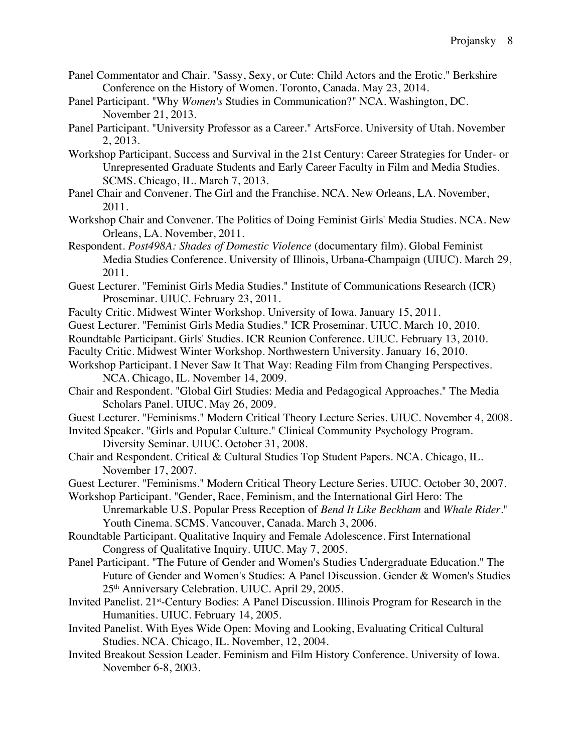Panel Commentator and Chair. "Sassy, Sexy, or Cute: Child Actors and the Erotic." Berkshire Conference on the History of Women. Toronto, Canada. May 23, 2014.

Panel Participant. "Why *Women's* Studies in Communication?" NCA. Washington, DC. November 21, 2013.

Panel Participant. "University Professor as a Career." ArtsForce. University of Utah. November 2, 2013.

Workshop Participant. Success and Survival in the 21st Century: Career Strategies for Under- or Unrepresented Graduate Students and Early Career Faculty in Film and Media Studies. SCMS. Chicago, IL. March 7, 2013.

Panel Chair and Convener. The Girl and the Franchise. NCA. New Orleans, LA. November, 2011.

Workshop Chair and Convener. The Politics of Doing Feminist Girls' Media Studies. NCA. New Orleans, LA. November, 2011.

Respondent. *Post498A: Shades of Domestic Violence* (documentary film). Global Feminist Media Studies Conference. University of Illinois, Urbana-Champaign (UIUC). March 29, 2011.

Guest Lecturer. "Feminist Girls Media Studies." Institute of Communications Research (ICR) Proseminar. UIUC. February 23, 2011.

Faculty Critic. Midwest Winter Workshop. University of Iowa. January 15, 2011.

Guest Lecturer. "Feminist Girls Media Studies." ICR Proseminar. UIUC. March 10, 2010.

Roundtable Participant. Girls' Studies. ICR Reunion Conference. UIUC. February 13, 2010.

Faculty Critic. Midwest Winter Workshop. Northwestern University. January 16, 2010.

Workshop Participant. I Never Saw It That Way: Reading Film from Changing Perspectives. NCA. Chicago, IL. November 14, 2009.

Chair and Respondent. "Global Girl Studies: Media and Pedagogical Approaches." The Media Scholars Panel. UIUC. May 26, 2009.

Guest Lecturer. "Feminisms." Modern Critical Theory Lecture Series. UIUC. November 4, 2008.

Invited Speaker. "Girls and Popular Culture." Clinical Community Psychology Program. Diversity Seminar. UIUC. October 31, 2008.

Chair and Respondent. Critical & Cultural Studies Top Student Papers. NCA. Chicago, IL. November 17, 2007.

Guest Lecturer. "Feminisms." Modern Critical Theory Lecture Series. UIUC. October 30, 2007.

Workshop Participant. "Gender, Race, Feminism, and the International Girl Hero: The Unremarkable U.S. Popular Press Reception of *Bend It Like Beckham* and *Whale Rider*." Youth Cinema. SCMS. Vancouver, Canada. March 3, 2006.

Roundtable Participant. Qualitative Inquiry and Female Adolescence. First International Congress of Qualitative Inquiry. UIUC. May 7, 2005.

Panel Participant. "The Future of Gender and Women's Studies Undergraduate Education." The Future of Gender and Women's Studies: A Panel Discussion. Gender & Women's Studies 25th Anniversary Celebration. UIUC. April 29, 2005.

Invited Panelist. 21st-Century Bodies: A Panel Discussion. Illinois Program for Research in the Humanities. UIUC. February 14, 2005.

Invited Panelist. With Eyes Wide Open: Moving and Looking, Evaluating Critical Cultural Studies. NCA. Chicago, IL. November, 12, 2004.

Invited Breakout Session Leader. Feminism and Film History Conference. University of Iowa. November 6-8, 2003.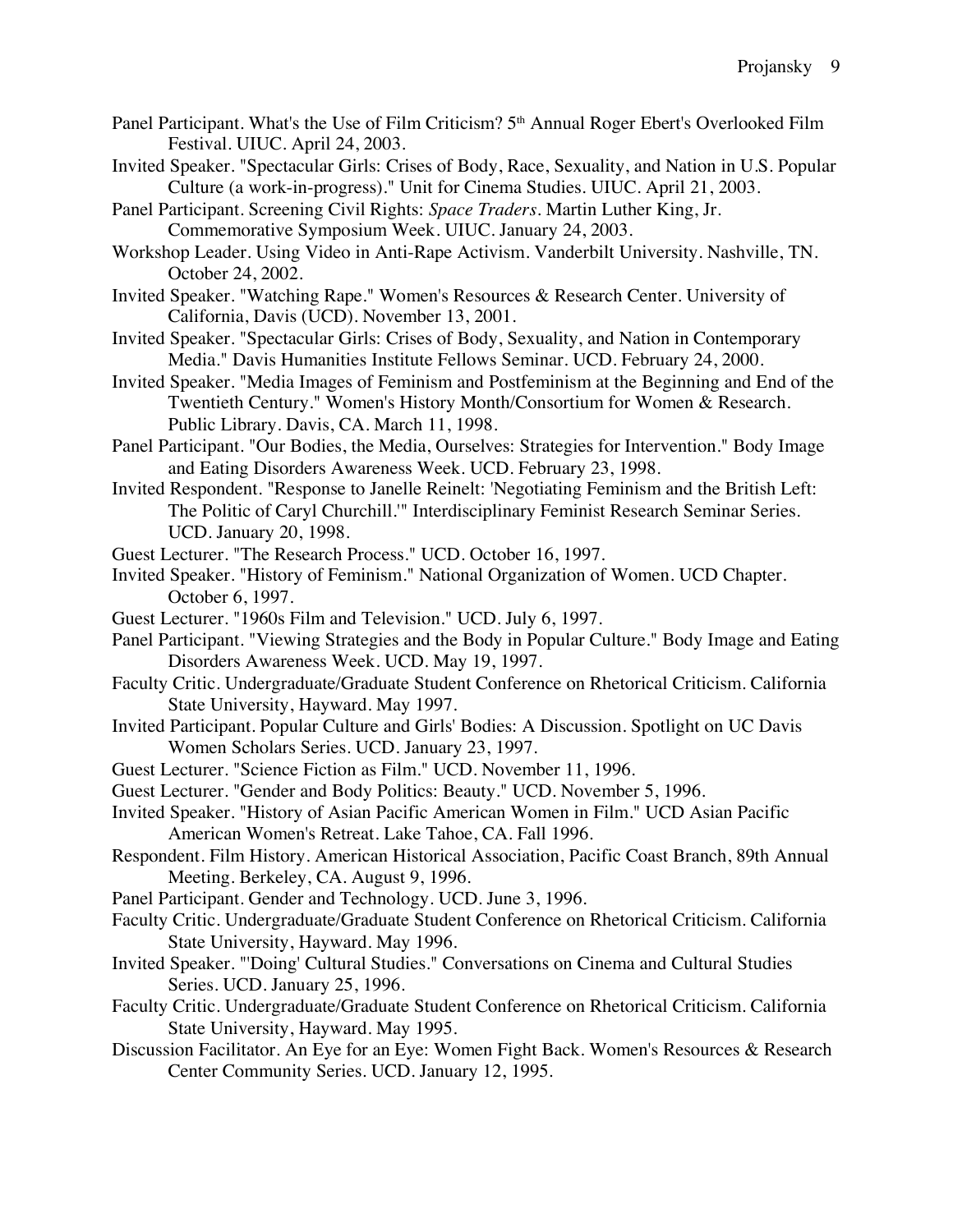Panel Participant. What's the Use of Film Criticism? 5th Annual Roger Ebert's Overlooked Film Festival. UIUC. April 24, 2003.

Invited Speaker. "Spectacular Girls: Crises of Body, Race, Sexuality, and Nation in U.S. Popular Culture (a work-in-progress)." Unit for Cinema Studies. UIUC. April 21, 2003.

Panel Participant. Screening Civil Rights: *Space Traders*. Martin Luther King, Jr. Commemorative Symposium Week. UIUC. January 24, 2003.

Workshop Leader. Using Video in Anti-Rape Activism. Vanderbilt University. Nashville, TN. October 24, 2002.

Invited Speaker. "Watching Rape." Women's Resources & Research Center. University of California, Davis (UCD). November 13, 2001.

Invited Speaker. "Spectacular Girls: Crises of Body, Sexuality, and Nation in Contemporary Media." Davis Humanities Institute Fellows Seminar. UCD. February 24, 2000.

Invited Speaker. "Media Images of Feminism and Postfeminism at the Beginning and End of the Twentieth Century." Women's History Month/Consortium for Women & Research. Public Library. Davis, CA. March 11, 1998.

Panel Participant. "Our Bodies, the Media, Ourselves: Strategies for Intervention." Body Image and Eating Disorders Awareness Week. UCD. February 23, 1998.

Invited Respondent. "Response to Janelle Reinelt: 'Negotiating Feminism and the British Left: The Politic of Caryl Churchill.'" Interdisciplinary Feminist Research Seminar Series. UCD. January 20, 1998.

Guest Lecturer. "The Research Process." UCD. October 16, 1997.

Invited Speaker. "History of Feminism." National Organization of Women. UCD Chapter. October 6, 1997.

Guest Lecturer. "1960s Film and Television." UCD. July 6, 1997.

Panel Participant. "Viewing Strategies and the Body in Popular Culture." Body Image and Eating Disorders Awareness Week. UCD. May 19, 1997.

Faculty Critic. Undergraduate/Graduate Student Conference on Rhetorical Criticism. California State University, Hayward. May 1997.

Invited Participant. Popular Culture and Girls' Bodies: A Discussion. Spotlight on UC Davis Women Scholars Series. UCD. January 23, 1997.

Guest Lecturer. "Science Fiction as Film." UCD. November 11, 1996.

Guest Lecturer. "Gender and Body Politics: Beauty." UCD. November 5, 1996.

Invited Speaker. "History of Asian Pacific American Women in Film." UCD Asian Pacific American Women's Retreat. Lake Tahoe, CA. Fall 1996.

Respondent. Film History. American Historical Association, Pacific Coast Branch, 89th Annual Meeting. Berkeley, CA. August 9, 1996.

Panel Participant. Gender and Technology. UCD. June 3, 1996.

Faculty Critic. Undergraduate/Graduate Student Conference on Rhetorical Criticism. California State University, Hayward. May 1996.

Invited Speaker. "'Doing' Cultural Studies." Conversations on Cinema and Cultural Studies Series. UCD. January 25, 1996.

Faculty Critic. Undergraduate/Graduate Student Conference on Rhetorical Criticism. California State University, Hayward. May 1995.

Discussion Facilitator. An Eye for an Eye: Women Fight Back. Women's Resources & Research Center Community Series. UCD. January 12, 1995.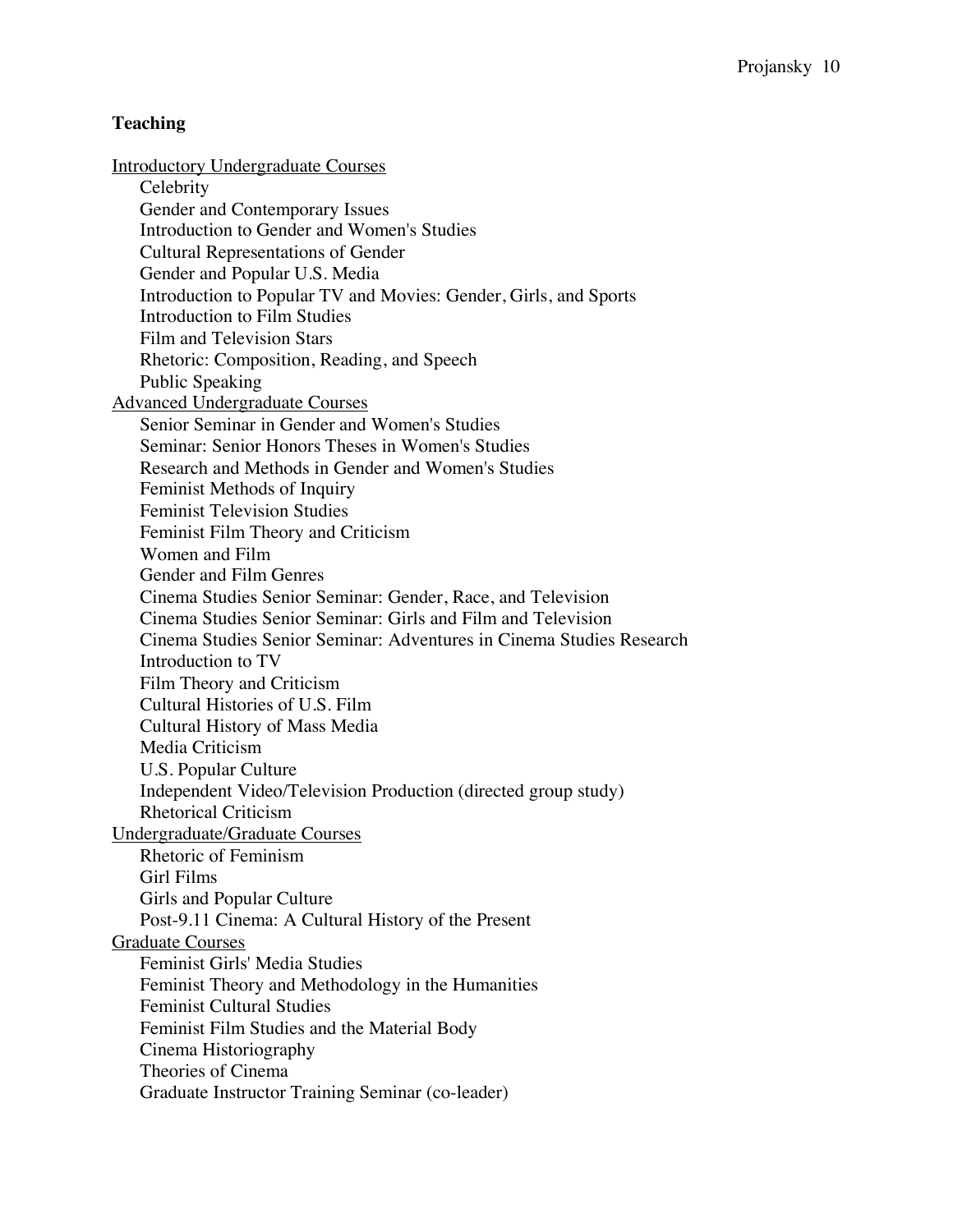## Teaching

Introductory Undergraduate Courses

- Celebrity
- Gender and Contemporary Issues
- Introduction to Gender and Women's Studies
- Cultural Representations of Gender
- Gender and Popular U.S. Media
- Introduction to Popular TV and Movies: Gender, Girls, and Sports
- Introduction to Film Studies
- Film and Television Stars
- Rhetoric: Composition, Reading, and Speech
- Public Speaking

Advanced Undergraduate Courses

- Senior Seminar in Gender and Women's Studies
- Seminar: Senior Honors Theses in Women's Studies
- Research and Methods in Gender and Women's Studies
- Feminist Methods of Inquiry
- Feminist Television Studies
- Feminist Film Theory and Criticism
- Women and Film
- Gender and Film Genres
- Cinema Studies Senior Seminar: Gender, Race, and Television
- Cinema Studies Senior Seminar: Girls and Film and Television
- Cinema Studies Senior Seminar: Adventures in Cinema Studies Research
- Introduction to TV
- Film Theory and Criticism
- Cultural Histories of U.S. Film
- Cultural History of Mass Media
- Media Criticism
- U.S. Popular Culture
- Independent Video/Television Production (directed group study)
- Rhetorical Criticism

Undergraduate/Graduate Courses

- Rhetoric of Feminism
- Girl Films
- Girls and Popular Culture
- Post-9.11 Cinema: A Cultural History of the Present

Graduate Courses

- Feminist Girls' Media Studies
- Feminist Theory and Methodology in the Humanities
- Feminist Cultural Studies
- Feminist Film Studies and the Material Body
- Cinema Historiography
- Theories of Cinema
- Graduate Instructor Training Seminar (co-leader)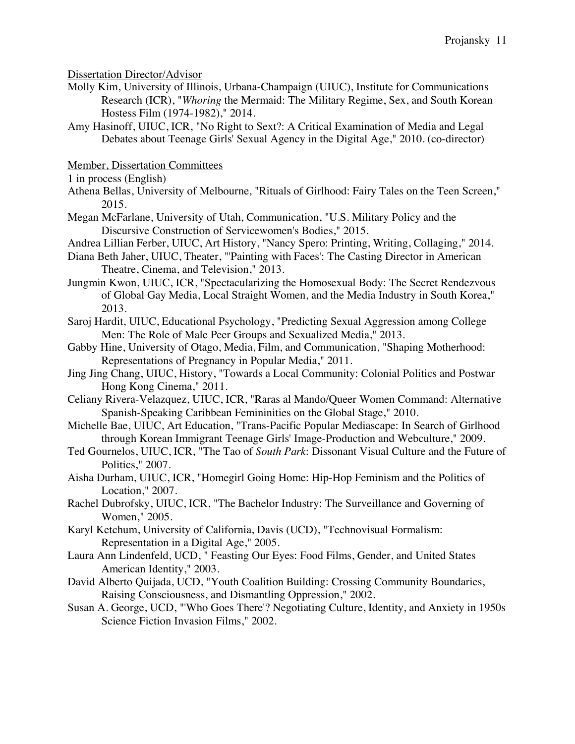<u>Dissertation Director/Advisor</u>

Molly Kim, University of Illinois, Urbana-Champaign (UIUC), Institute for Communications Research (ICR), "*Whoring* the Mermaid: The Military Regime, Sex, and South Korean Hostess Film (1974-1982)," 2014.

Amy Hasinoff, UIUC, ICR, "No Right to Sext?: A Critical Examination of Media and Legal Debates about Teenage Girls' Sexual Agency in the Digital Age," 2010. (co-director)

<u>Member, Dissertation Committees</u>

1 in process (English)

Athena Bellas, University of Melbourne, "Rituals of Girlhood: Fairy Tales on the Teen Screen," 2015.

Megan McFarlane, University of Utah, Communication, "U.S. Military Policy and the Discursive Construction of Servicewomen's Bodies," 2015.

Andrea Lillian Ferber, UIUC, Art History, "Nancy Spero: Printing, Writing, Collaging," 2014.

Diana Beth Jaher, UIUC, Theater, "'Painting with Faces': The Casting Director in American Theatre, Cinema, and Television," 2013.

Jungmin Kwon, UIUC, ICR, "Spectacularizing the Homosexual Body: The Secret Rendezvous of Global Gay Media, Local Straight Women, and the Media Industry in South Korea," 2013.

Saroj Hardit, UIUC, Educational Psychology, "Predicting Sexual Aggression among College Men: The Role of Male Peer Groups and Sexualized Media," 2013.

Gabby Hine, University of Otago, Media, Film, and Communication, "Shaping Motherhood: Representations of Pregnancy in Popular Media," 2011.

Jing Jing Chang, UIUC, History, "Towards a Local Community: Colonial Politics and Postwar Hong Kong Cinema," 2011.

Celiany Rivera-Velazquez, UIUC, ICR, "Raras al Mando/Queer Women Command: Alternative Spanish-Speaking Caribbean Femininities on the Global Stage," 2010.

Michelle Bae, UIUC, Art Education, "Trans-Pacific Popular Mediascape: In Search of Girlhood through Korean Immigrant Teenage Girls' Image-Production and Webculture," 2009.

Ted Gournelos, UIUC, ICR, "The Tao of *South Park*: Dissonant Visual Culture and the Future of Politics," 2007.

Aisha Durham, UIUC, ICR, "Homegirl Going Home: Hip-Hop Feminism and the Politics of Location," 2007.

Rachel Dubrofsky, UIUC, ICR, "The Bachelor Industry: The Surveillance and Governing of Women," 2005.

Karyl Ketchum, University of California, Davis (UCD), "Technovisual Formalism: Representation in a Digital Age," 2005.

Laura Ann Lindenfeld, UCD, " Feasting Our Eyes: Food Films, Gender, and United States American Identity," 2003.

David Alberto Quijada, UCD, "Youth Coalition Building: Crossing Community Boundaries, Raising Consciousness, and Dismantling Oppression," 2002.

Susan A. George, UCD, "'Who Goes There'? Negotiating Culture, Identity, and Anxiety in 1950s Science Fiction Invasion Films," 2002.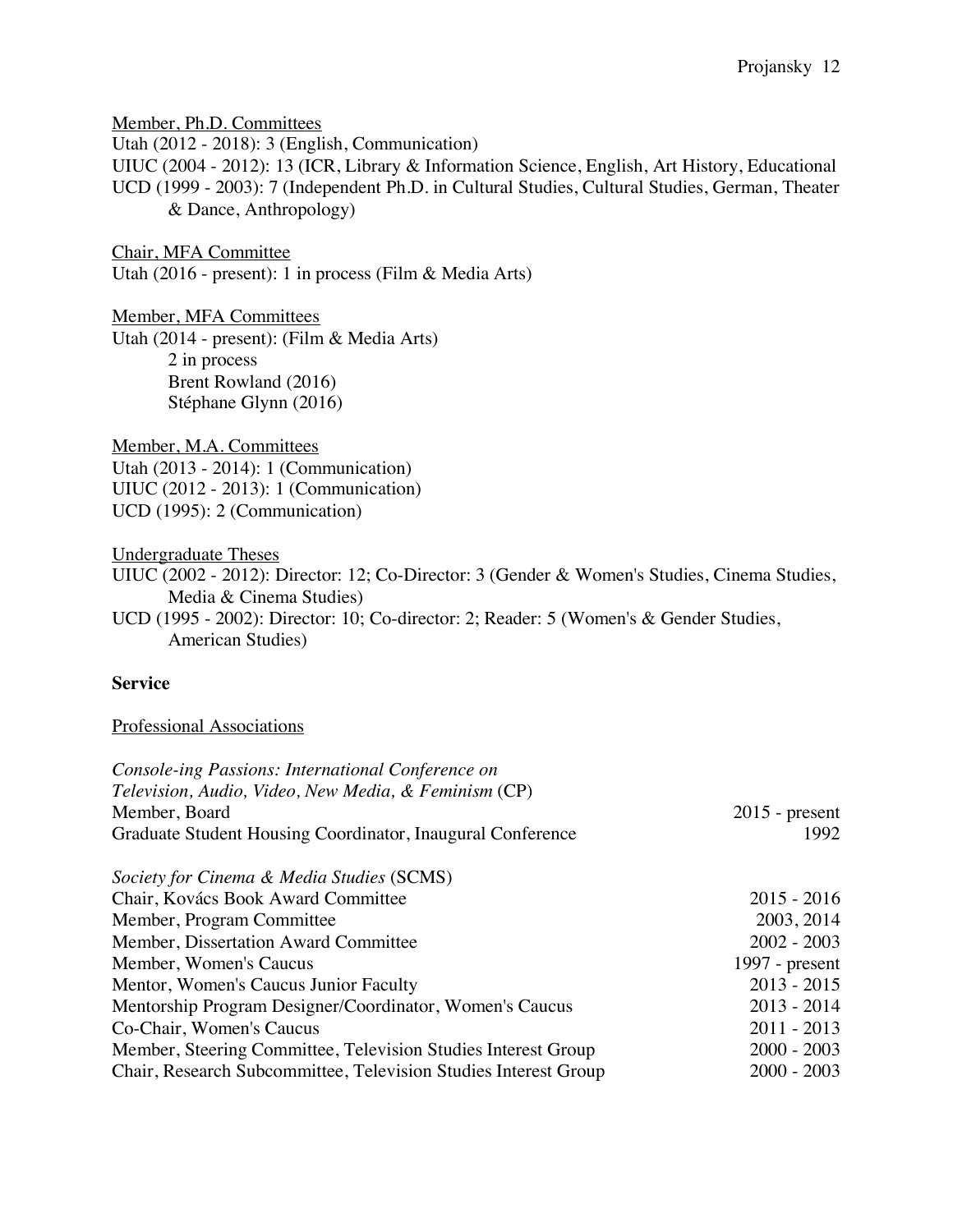<u>Member, Ph.D. Committees</u>

Utah (2012 - 2018): 3 (English, Communication)
UIUC (2004 - 2012): 13 (ICR, Library & Information Science, English, Art History, Educational
UCD (1999 - 2003): 7 (Independent Ph.D. in Cultural Studies, Cultural Studies, German, Theater & Dance, Anthropology)

<u>Chair, MFA Committee</u>

Utah (2016 - present): 1 in process (Film & Media Arts)

<u>Member, MFA Committees</u>

Utah (2014 - present): (Film & Media Arts)
- 2 in process
- Brent Rowland (2016)
- Stéphane Glynn (2016)

<u>Member, M.A. Committees</u>

Utah (2013 - 2014): 1 (Communication)
UIUC (2012 - 2013): 1 (Communication)
UCD (1995): 2 (Communication)

<u>Undergraduate Theses</u>

UIUC (2002 - 2012): Director: 12; Co-Director: 3 (Gender & Women's Studies, Cinema Studies, Media & Cinema Studies)
UCD (1995 - 2002): Director: 10; Co-director: 2; Reader: 5 (Women's & Gender Studies, American Studies)

## Service

<u>Professional Associations</u>

*Console-ing Passions: International Conference on Television, Audio, Video, New Media, & Feminism* (CP)

| | |
|---|---|
| Member, Board | 2015 - present |
| Graduate Student Housing Coordinator, Inaugural Conference | 1992 |

*Society for Cinema & Media Studies* (SCMS)

| | |
|---|---|
| Chair, Kovács Book Award Committee | 2015 - 2016 |
| Member, Program Committee | 2003, 2014 |
| Member, Dissertation Award Committee | 2002 - 2003 |
| Member, Women's Caucus | 1997 - present |
| Mentor, Women's Caucus Junior Faculty | 2013 - 2015 |
| Mentorship Program Designer/Coordinator, Women's Caucus | 2013 - 2014 |
| Co-Chair, Women's Caucus | 2011 - 2013 |
| Member, Steering Committee, Television Studies Interest Group | 2000 - 2003 |
| Chair, Research Subcommittee, Television Studies Interest Group | 2000 - 2003 |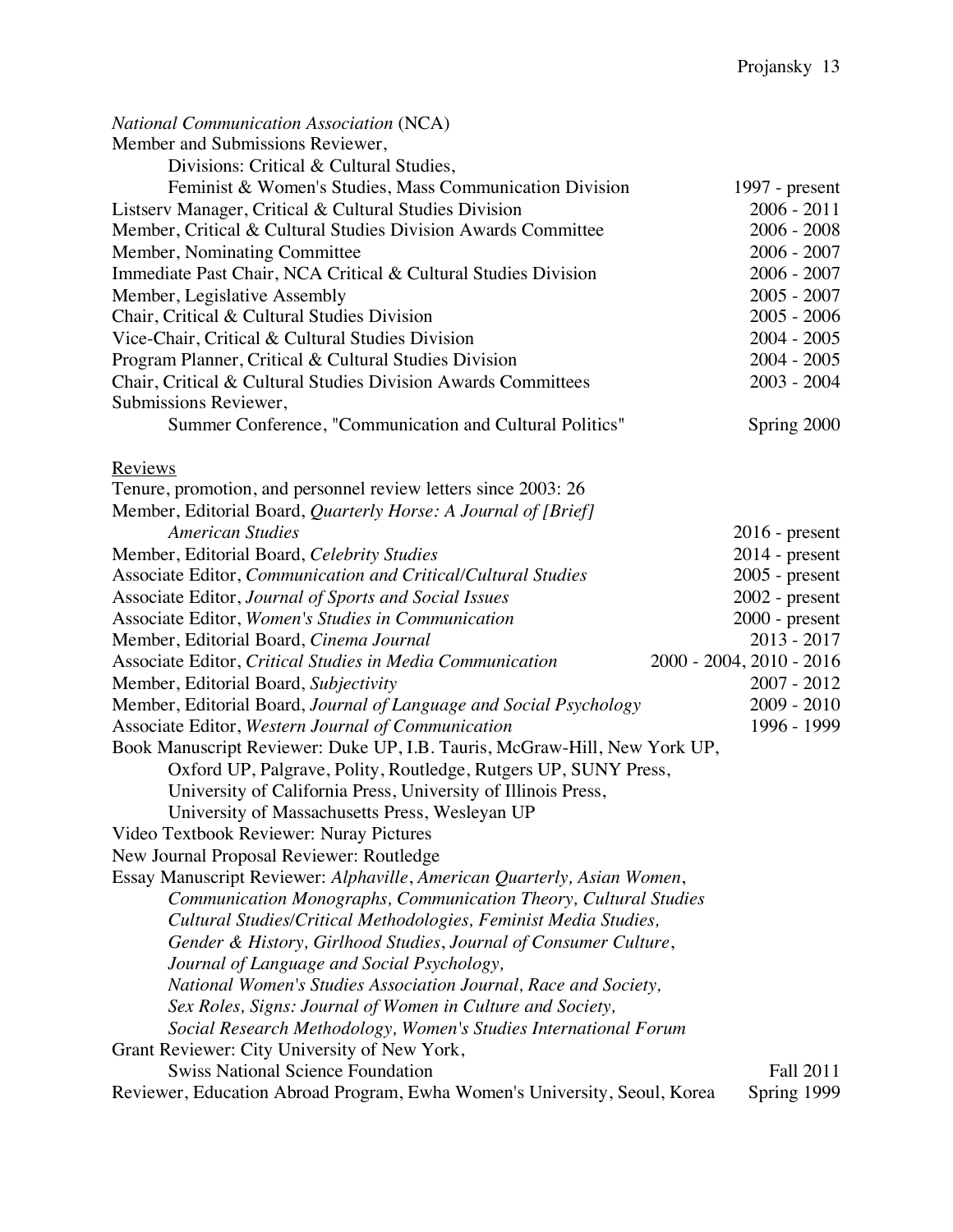*National Communication Association* (NCA)

Member and Submissions Reviewer,
    Divisions: Critical & Cultural Studies,
    Feminist & Women's Studies, Mass Communication Division — 1997 - present

Listserv Manager, Critical & Cultural Studies Division — 2006 - 2011

Member, Critical & Cultural Studies Division Awards Committee — 2006 - 2008

Member, Nominating Committee — 2006 - 2007

Immediate Past Chair, NCA Critical & Cultural Studies Division — 2006 - 2007

Member, Legislative Assembly — 2005 - 2007

Chair, Critical & Cultural Studies Division — 2005 - 2006

Vice-Chair, Critical & Cultural Studies Division — 2004 - 2005

Program Planner, Critical & Cultural Studies Division — 2004 - 2005

Chair, Critical & Cultural Studies Division Awards Committees — 2003 - 2004

Submissions Reviewer,
    Summer Conference, "Communication and Cultural Politics" — Spring 2000

<u>Reviews</u>

Tenure, promotion, and personnel review letters since 2003: 26

Member, Editorial Board, *Quarterly Horse: A Journal of [Brief] American Studies* — 2016 - present

Member, Editorial Board, *Celebrity Studies* — 2014 - present

Associate Editor, *Communication and Critical/Cultural Studies* — 2005 - present

Associate Editor, *Journal of Sports and Social Issues* — 2002 - present

Associate Editor, *Women's Studies in Communication* — 2000 - present

Member, Editorial Board, *Cinema Journal* — 2013 - 2017

Associate Editor, *Critical Studies in Media Communication* — 2000 - 2004, 2010 - 2016

Member, Editorial Board, *Subjectivity* — 2007 - 2012

Member, Editorial Board, *Journal of Language and Social Psychology* — 2009 - 2010

Associate Editor, *Western Journal of Communication* — 1996 - 1999

Book Manuscript Reviewer: Duke UP, I.B. Tauris, McGraw-Hill, New York UP,
    Oxford UP, Palgrave, Polity, Routledge, Rutgers UP, SUNY Press,
    University of California Press, University of Illinois Press,
    University of Massachusetts Press, Wesleyan UP

Video Textbook Reviewer: Nuray Pictures

New Journal Proposal Reviewer: Routledge

Essay Manuscript Reviewer: *Alphaville*, *American Quarterly, Asian Women,*
    *Communication Monographs, Communication Theory, Cultural Studies*
    *Cultural Studies/Critical Methodologies, Feminist Media Studies,*
    *Gender & History, Girlhood Studies*, *Journal of Consumer Culture*,
    *Journal of Language and Social Psychology,*
    *National Women's Studies Association Journal, Race and Society,*
    *Sex Roles, Signs: Journal of Women in Culture and Society,*
    *Social Research Methodology, Women's Studies International Forum*

Grant Reviewer: City University of New York,
    Swiss National Science Foundation — Fall 2011

Reviewer, Education Abroad Program, Ewha Women's University, Seoul, Korea — Spring 1999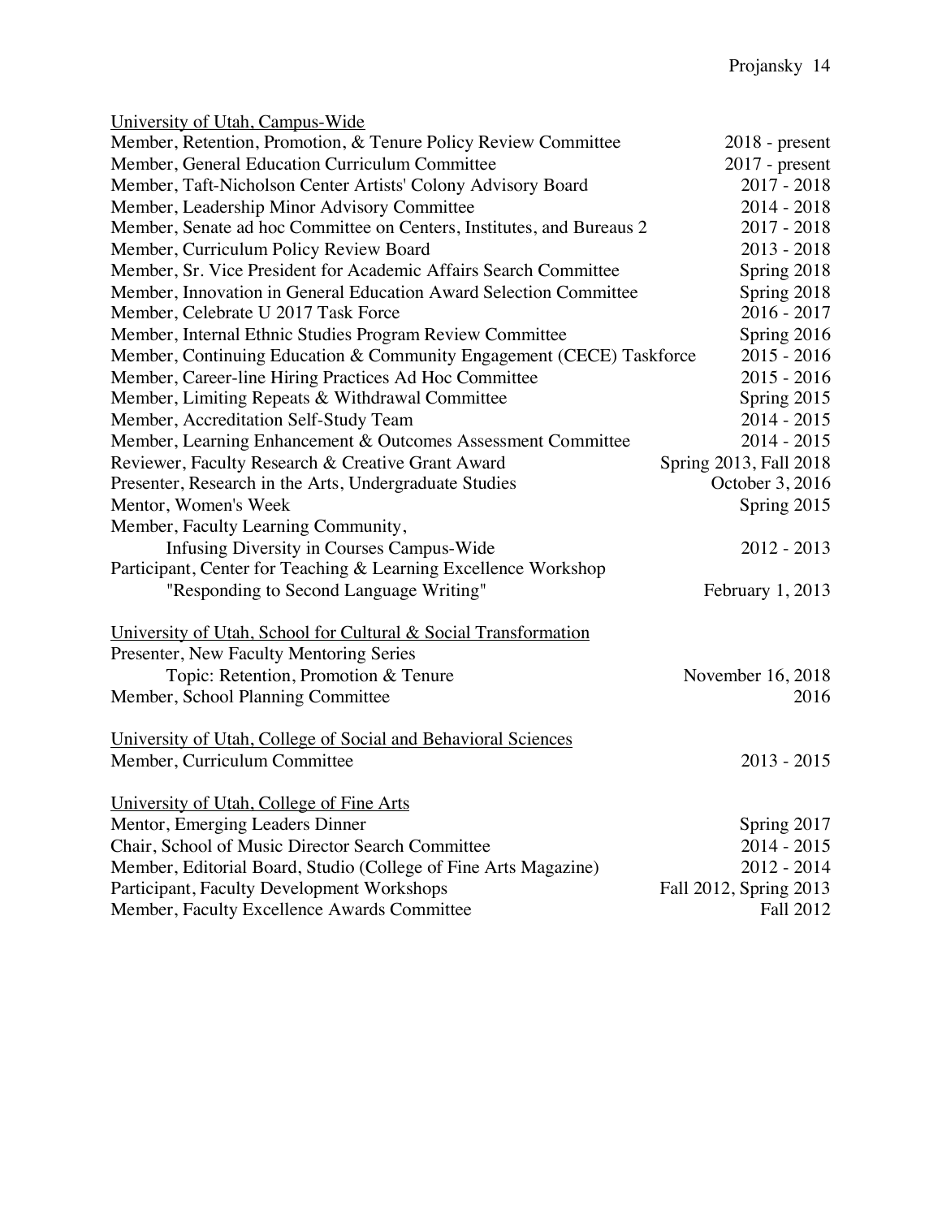University of Utah, Campus-Wide

| | |
|---|---|
| Member, Retention, Promotion, & Tenure Policy Review Committee | 2018 - present |
| Member, General Education Curriculum Committee | 2017 - present |
| Member, Taft-Nicholson Center Artists' Colony Advisory Board | 2017 - 2018 |
| Member, Leadership Minor Advisory Committee | 2014 - 2018 |
| Member, Senate ad hoc Committee on Centers, Institutes, and Bureaus 2 | 2017 - 2018 |
| Member, Curriculum Policy Review Board | 2013 - 2018 |
| Member, Sr. Vice President for Academic Affairs Search Committee | Spring 2018 |
| Member, Innovation in General Education Award Selection Committee | Spring 2018 |
| Member, Celebrate U 2017 Task Force | 2016 - 2017 |
| Member, Internal Ethnic Studies Program Review Committee | Spring 2016 |
| Member, Continuing Education & Community Engagement (CECE) Taskforce | 2015 - 2016 |
| Member, Career-line Hiring Practices Ad Hoc Committee | 2015 - 2016 |
| Member, Limiting Repeats & Withdrawal Committee | Spring 2015 |
| Member, Accreditation Self-Study Team | 2014 - 2015 |
| Member, Learning Enhancement & Outcomes Assessment Committee | 2014 - 2015 |
| Reviewer, Faculty Research & Creative Grant Award | Spring 2013, Fall 2018 |
| Presenter, Research in the Arts, Undergraduate Studies | October 3, 2016 |
| Mentor, Women's Week | Spring 2015 |
| Member, Faculty Learning Community, Infusing Diversity in Courses Campus-Wide | 2012 - 2013 |
| Participant, Center for Teaching & Learning Excellence Workshop "Responding to Second Language Writing" | February 1, 2013 |

University of Utah, School for Cultural & Social Transformation

| | |
|---|---|
| Presenter, New Faculty Mentoring Series Topic: Retention, Promotion & Tenure | November 16, 2018 |
| Member, School Planning Committee | 2016 |

University of Utah, College of Social and Behavioral Sciences

| | |
|---|---|
| Member, Curriculum Committee | 2013 - 2015 |

University of Utah, College of Fine Arts

| | |
|---|---|
| Mentor, Emerging Leaders Dinner | Spring 2017 |
| Chair, School of Music Director Search Committee | 2014 - 2015 |
| Member, Editorial Board, Studio (College of Fine Arts Magazine) | 2012 - 2014 |
| Participant, Faculty Development Workshops | Fall 2012, Spring 2013 |
| Member, Faculty Excellence Awards Committee | Fall 2012 |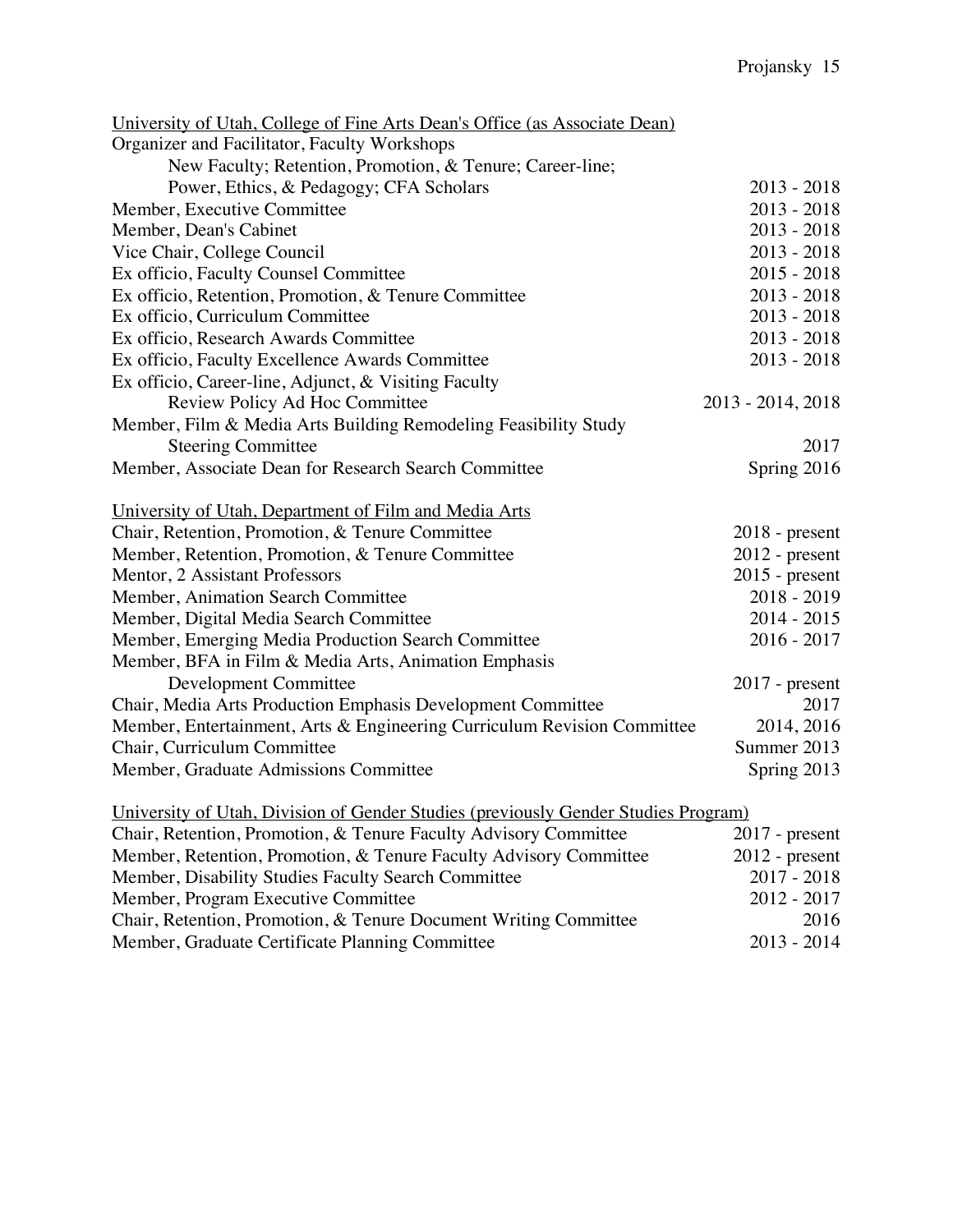University of Utah, College of Fine Arts Dean's Office (as Associate Dean)

| | |
|---|---|
| Organizer and Facilitator, Faculty Workshops<br>New Faculty; Retention, Promotion, & Tenure; Career-line;<br>Power, Ethics, & Pedagogy; CFA Scholars | 2013 - 2018 |
| Member, Executive Committee | 2013 - 2018 |
| Member, Dean's Cabinet | 2013 - 2018 |
| Vice Chair, College Council | 2013 - 2018 |
| Ex officio, Faculty Counsel Committee | 2015 - 2018 |
| Ex officio, Retention, Promotion, & Tenure Committee | 2013 - 2018 |
| Ex officio, Curriculum Committee | 2013 - 2018 |
| Ex officio, Research Awards Committee | 2013 - 2018 |
| Ex officio, Faculty Excellence Awards Committee | 2013 - 2018 |
| Ex officio, Career-line, Adjunct, & Visiting Faculty<br>Review Policy Ad Hoc Committee | 2013 - 2014, 2018 |
| Member, Film & Media Arts Building Remodeling Feasibility Study<br>Steering Committee | 2017 |
| Member, Associate Dean for Research Search Committee | Spring 2016 |

University of Utah, Department of Film and Media Arts

| | |
|---|---|
| Chair, Retention, Promotion, & Tenure Committee | 2018 - present |
| Member, Retention, Promotion, & Tenure Committee | 2012 - present |
| Mentor, 2 Assistant Professors | 2015 - present |
| Member, Animation Search Committee | 2018 - 2019 |
| Member, Digital Media Search Committee | 2014 - 2015 |
| Member, Emerging Media Production Search Committee | 2016 - 2017 |
| Member, BFA in Film & Media Arts, Animation Emphasis<br>Development Committee | 2017 - present |
| Chair, Media Arts Production Emphasis Development Committee | 2017 |
| Member, Entertainment, Arts & Engineering Curriculum Revision Committee | 2014, 2016 |
| Chair, Curriculum Committee | Summer 2013 |
| Member, Graduate Admissions Committee | Spring 2013 |

University of Utah, Division of Gender Studies (previously Gender Studies Program)

| | |
|---|---|
| Chair, Retention, Promotion, & Tenure Faculty Advisory Committee | 2017 - present |
| Member, Retention, Promotion, & Tenure Faculty Advisory Committee | 2012 - present |
| Member, Disability Studies Faculty Search Committee | 2017 - 2018 |
| Member, Program Executive Committee | 2012 - 2017 |
| Chair, Retention, Promotion, & Tenure Document Writing Committee | 2016 |
| Member, Graduate Certificate Planning Committee | 2013 - 2014 |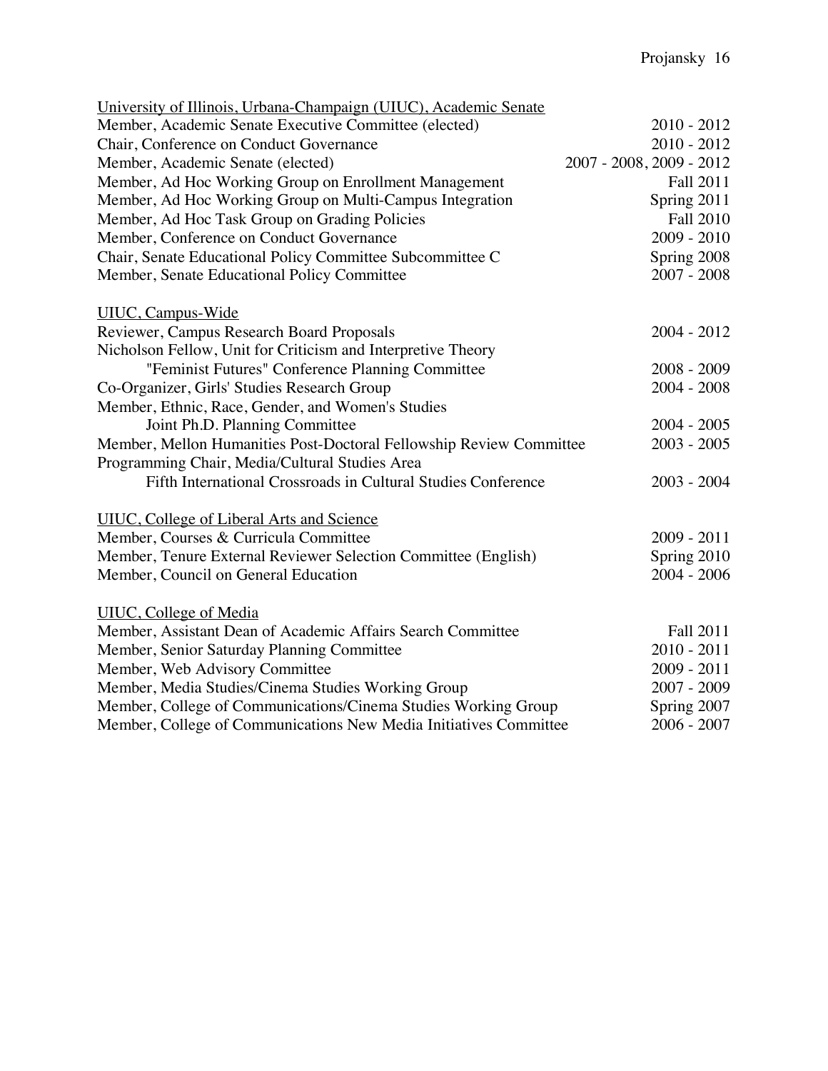University of Illinois, Urbana-Champaign (UIUC), Academic Senate

Member, Academic Senate Executive Committee (elected) 2010 - 2012
Chair, Conference on Conduct Governance 2010 - 2012
Member, Academic Senate (elected) 2007 - 2008, 2009 - 2012
Member, Ad Hoc Working Group on Enrollment Management Fall 2011
Member, Ad Hoc Working Group on Multi-Campus Integration Spring 2011
Member, Ad Hoc Task Group on Grading Policies Fall 2010
Member, Conference on Conduct Governance 2009 - 2010
Chair, Senate Educational Policy Committee Subcommittee C Spring 2008
Member, Senate Educational Policy Committee 2007 - 2008

UIUC, Campus-Wide

Reviewer, Campus Research Board Proposals 2004 - 2012
Nicholson Fellow, Unit for Criticism and Interpretive Theory
"Feminist Futures" Conference Planning Committee 2008 - 2009
Co-Organizer, Girls' Studies Research Group 2004 - 2008
Member, Ethnic, Race, Gender, and Women's Studies
Joint Ph.D. Planning Committee 2004 - 2005
Member, Mellon Humanities Post-Doctoral Fellowship Review Committee 2003 - 2005
Programming Chair, Media/Cultural Studies Area
Fifth International Crossroads in Cultural Studies Conference 2003 - 2004

UIUC, College of Liberal Arts and Science

Member, Courses & Curricula Committee 2009 - 2011
Member, Tenure External Reviewer Selection Committee (English) Spring 2010
Member, Council on General Education 2004 - 2006

UIUC, College of Media

Member, Assistant Dean of Academic Affairs Search Committee Fall 2011
Member, Senior Saturday Planning Committee 2010 - 2011
Member, Web Advisory Committee 2009 - 2011
Member, Media Studies/Cinema Studies Working Group 2007 - 2009
Member, College of Communications/Cinema Studies Working Group Spring 2007
Member, College of Communications New Media Initiatives Committee 2006 - 2007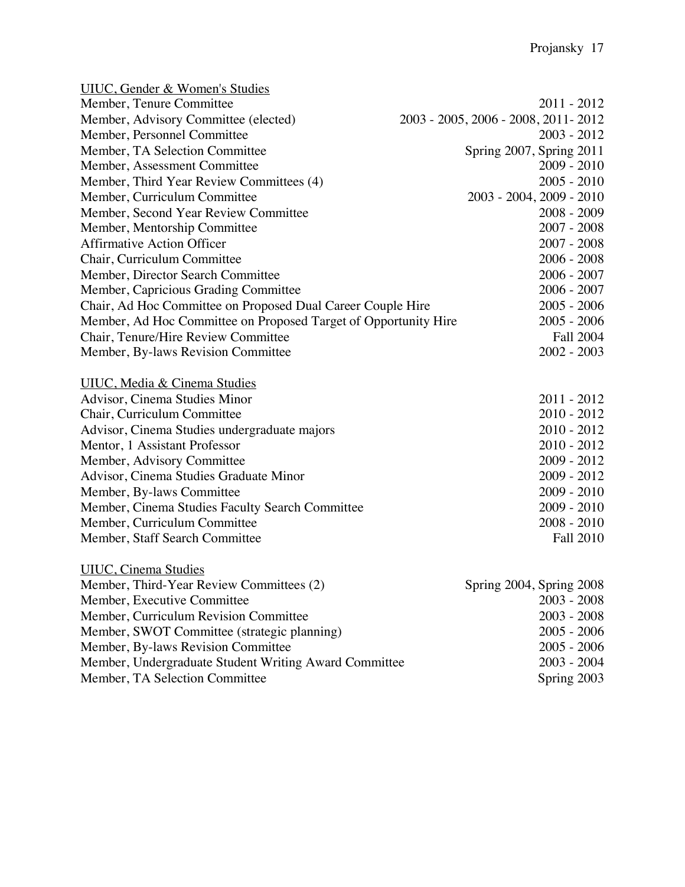UIUC, Gender & Women's Studies

| | |
|---|---|
| Member, Tenure Committee | 2011 - 2012 |
| Member, Advisory Committee (elected) | 2003 - 2005, 2006 - 2008, 2011- 2012 |
| Member, Personnel Committee | 2003 - 2012 |
| Member, TA Selection Committee | Spring 2007, Spring 2011 |
| Member, Assessment Committee | 2009 - 2010 |
| Member, Third Year Review Committees (4) | 2005 - 2010 |
| Member, Curriculum Committee | 2003 - 2004, 2009 - 2010 |
| Member, Second Year Review Committee | 2008 - 2009 |
| Member, Mentorship Committee | 2007 - 2008 |
| Affirmative Action Officer | 2007 - 2008 |
| Chair, Curriculum Committee | 2006 - 2008 |
| Member, Director Search Committee | 2006 - 2007 |
| Member, Capricious Grading Committee | 2006 - 2007 |
| Chair, Ad Hoc Committee on Proposed Dual Career Couple Hire | 2005 - 2006 |
| Member, Ad Hoc Committee on Proposed Target of Opportunity Hire | 2005 - 2006 |
| Chair, Tenure/Hire Review Committee | Fall 2004 |
| Member, By-laws Revision Committee | 2002 - 2003 |

UIUC, Media & Cinema Studies

| | |
|---|---|
| Advisor, Cinema Studies Minor | 2011 - 2012 |
| Chair, Curriculum Committee | 2010 - 2012 |
| Advisor, Cinema Studies undergraduate majors | 2010 - 2012 |
| Mentor, 1 Assistant Professor | 2010 - 2012 |
| Member, Advisory Committee | 2009 - 2012 |
| Advisor, Cinema Studies Graduate Minor | 2009 - 2012 |
| Member, By-laws Committee | 2009 - 2010 |
| Member, Cinema Studies Faculty Search Committee | 2009 - 2010 |
| Member, Curriculum Committee | 2008 - 2010 |
| Member, Staff Search Committee | Fall 2010 |

UIUC, Cinema Studies

| | |
|---|---|
| Member, Third-Year Review Committees (2) | Spring 2004, Spring 2008 |
| Member, Executive Committee | 2003 - 2008 |
| Member, Curriculum Revision Committee | 2003 - 2008 |
| Member, SWOT Committee (strategic planning) | 2005 - 2006 |
| Member, By-laws Revision Committee | 2005 - 2006 |
| Member, Undergraduate Student Writing Award Committee | 2003 - 2004 |
| Member, TA Selection Committee | Spring 2003 |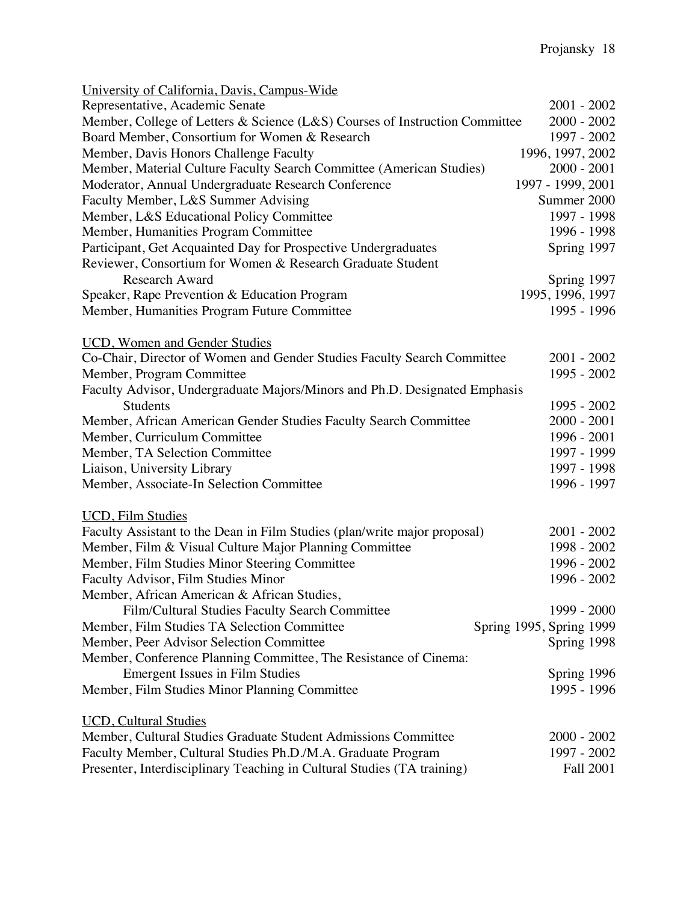<u>University of California, Davis, Campus-Wide</u>

| | |
|---|---|
| Representative, Academic Senate | 2001 - 2002 |
| Member, College of Letters & Science (L&S) Courses of Instruction Committee | 2000 - 2002 |
| Board Member, Consortium for Women & Research | 1997 - 2002 |
| Member, Davis Honors Challenge Faculty | 1996, 1997, 2002 |
| Member, Material Culture Faculty Search Committee (American Studies) | 2000 - 2001 |
| Moderator, Annual Undergraduate Research Conference | 1997 - 1999, 2001 |
| Faculty Member, L&S Summer Advising | Summer 2000 |
| Member, L&S Educational Policy Committee | 1997 - 1998 |
| Member, Humanities Program Committee | 1996 - 1998 |
| Participant, Get Acquainted Day for Prospective Undergraduates | Spring 1997 |
| Reviewer, Consortium for Women & Research Graduate Student Research Award | Spring 1997 |
| Speaker, Rape Prevention & Education Program | 1995, 1996, 1997 |
| Member, Humanities Program Future Committee | 1995 - 1996 |

<u>UCD, Women and Gender Studies</u>

| | |
|---|---|
| Co-Chair, Director of Women and Gender Studies Faculty Search Committee | 2001 - 2002 |
| Member, Program Committee | 1995 - 2002 |
| Faculty Advisor, Undergraduate Majors/Minors and Ph.D. Designated Emphasis Students | 1995 - 2002 |
| Member, African American Gender Studies Faculty Search Committee | 2000 - 2001 |
| Member, Curriculum Committee | 1996 - 2001 |
| Member, TA Selection Committee | 1997 - 1999 |
| Liaison, University Library | 1997 - 1998 |
| Member, Associate-In Selection Committee | 1996 - 1997 |

<u>UCD, Film Studies</u>

| | |
|---|---|
| Faculty Assistant to the Dean in Film Studies (plan/write major proposal) | 2001 - 2002 |
| Member, Film & Visual Culture Major Planning Committee | 1998 - 2002 |
| Member, Film Studies Minor Steering Committee | 1996 - 2002 |
| Faculty Advisor, Film Studies Minor | 1996 - 2002 |
| Member, African American & African Studies, Film/Cultural Studies Faculty Search Committee | 1999 - 2000 |
| Member, Film Studies TA Selection Committee | Spring 1995, Spring 1999 |
| Member, Peer Advisor Selection Committee | Spring 1998 |
| Member, Conference Planning Committee, The Resistance of Cinema: Emergent Issues in Film Studies | Spring 1996 |
| Member, Film Studies Minor Planning Committee | 1995 - 1996 |

<u>UCD, Cultural Studies</u>

| | |
|---|---|
| Member, Cultural Studies Graduate Student Admissions Committee | 2000 - 2002 |
| Faculty Member, Cultural Studies Ph.D./M.A. Graduate Program | 1997 - 2002 |
| Presenter, Interdisciplinary Teaching in Cultural Studies (TA training) | Fall 2001 |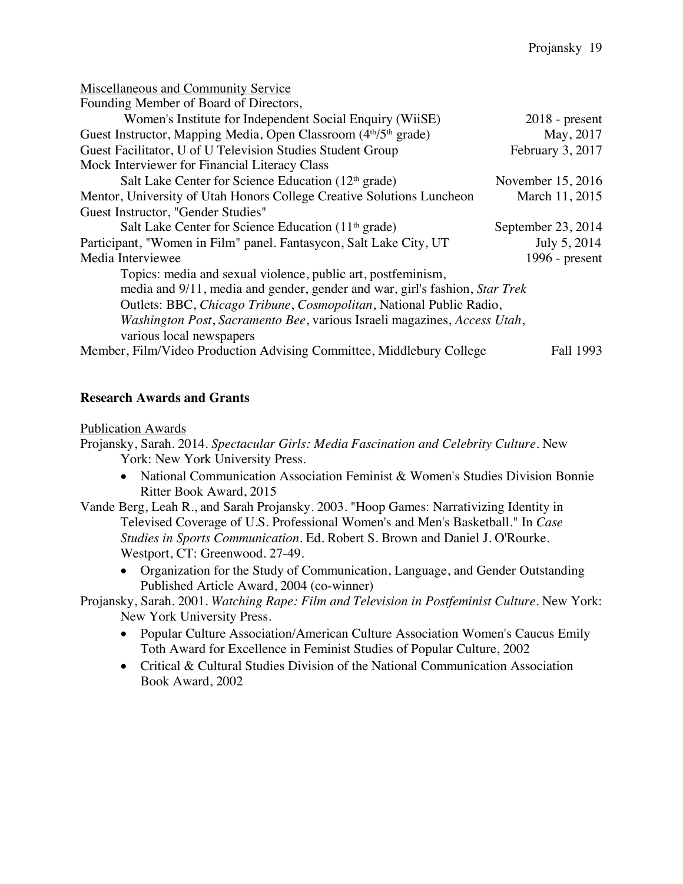Miscellaneous and Community Service

Founding Member of Board of Directors,
Women's Institute for Independent Social Enquiry (WiiSE) — 2018 - present

Guest Instructor, Mapping Media, Open Classroom (4th/5th grade) — May, 2017

Guest Facilitator, U of U Television Studies Student Group — February 3, 2017

Mock Interviewer for Financial Literacy Class
Salt Lake Center for Science Education (12th grade) — November 15, 2016

Mentor, University of Utah Honors College Creative Solutions Luncheon — March 11, 2015

Guest Instructor, "Gender Studies"
Salt Lake Center for Science Education (11th grade) — September 23, 2014

Participant, "Women in Film" panel. Fantasycon, Salt Lake City, UT — July 5, 2014

Media Interviewee — 1996 - present
Topics: media and sexual violence, public art, postfeminism, media and 9/11, media and gender, gender and war, girl's fashion, *Star Trek*
Outlets: BBC, *Chicago Tribune*, *Cosmopolitan*, National Public Radio, *Washington Post*, *Sacramento Bee*, various Israeli magazines, *Access Utah*, various local newspapers

Member, Film/Video Production Advising Committee, Middlebury College — Fall 1993

## Research Awards and Grants

Publication Awards

Projansky, Sarah. 2014. *Spectacular Girls: Media Fascination and Celebrity Culture*. New York: New York University Press.

- National Communication Association Feminist & Women's Studies Division Bonnie Ritter Book Award, 2015

Vande Berg, Leah R., and Sarah Projansky. 2003. "Hoop Games: Narrativizing Identity in Televised Coverage of U.S. Professional Women's and Men's Basketball." In *Case Studies in Sports Communication*. Ed. Robert S. Brown and Daniel J. O'Rourke. Westport, CT: Greenwood. 27-49.

- Organization for the Study of Communication, Language, and Gender Outstanding Published Article Award, 2004 (co-winner)

Projansky, Sarah. 2001. *Watching Rape: Film and Television in Postfeminist Culture*. New York: New York University Press.

- Popular Culture Association/American Culture Association Women's Caucus Emily Toth Award for Excellence in Feminist Studies of Popular Culture, 2002
- Critical & Cultural Studies Division of the National Communication Association Book Award, 2002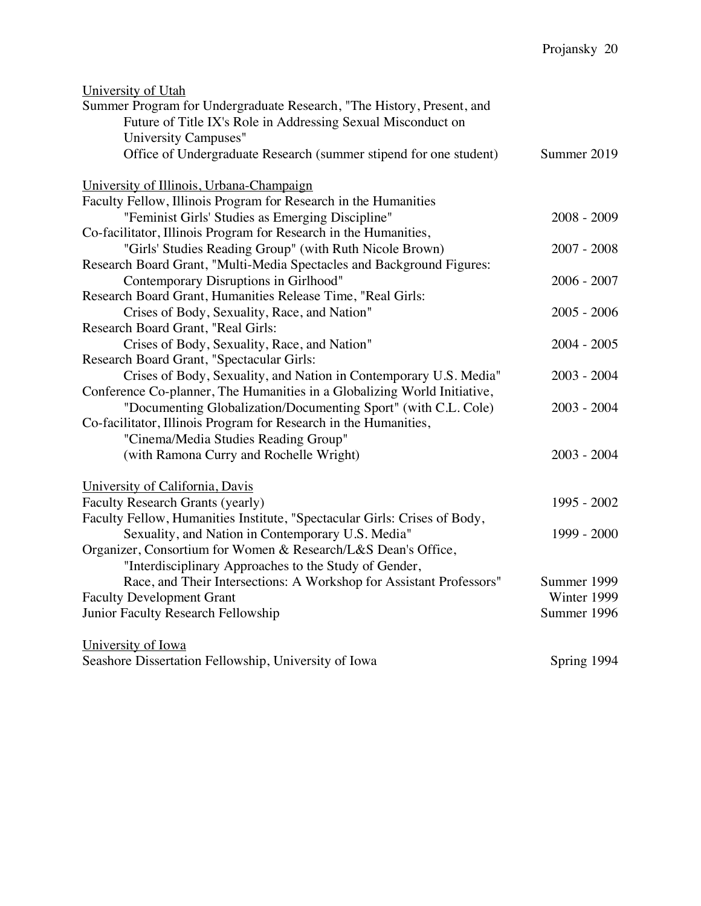<u>University of Utah</u>

Summer Program for Undergraduate Research, "The History, Present, and Future of Title IX's Role in Addressing Sexual Misconduct on University Campuses"
Office of Undergraduate Research (summer stipend for one student) — Summer 2019

<u>University of Illinois, Urbana-Champaign</u>

Faculty Fellow, Illinois Program for Research in the Humanities
"Feminist Girls' Studies as Emerging Discipline" — 2008 - 2009

Co-facilitator, Illinois Program for Research in the Humanities,
"Girls' Studies Reading Group" (with Ruth Nicole Brown) — 2007 - 2008

Research Board Grant, "Multi-Media Spectacles and Background Figures:
Contemporary Disruptions in Girlhood" — 2006 - 2007

Research Board Grant, Humanities Release Time, "Real Girls:
Crises of Body, Sexuality, Race, and Nation" — 2005 - 2006

Research Board Grant, "Real Girls:
Crises of Body, Sexuality, Race, and Nation" — 2004 - 2005

Research Board Grant, "Spectacular Girls:
Crises of Body, Sexuality, and Nation in Contemporary U.S. Media" — 2003 - 2004

Conference Co-planner, The Humanities in a Globalizing World Initiative,
"Documenting Globalization/Documenting Sport" (with C.L. Cole) — 2003 - 2004

Co-facilitator, Illinois Program for Research in the Humanities,
"Cinema/Media Studies Reading Group"
(with Ramona Curry and Rochelle Wright) — 2003 - 2004

<u>University of California, Davis</u>

Faculty Research Grants (yearly) — 1995 - 2002

Faculty Fellow, Humanities Institute, "Spectacular Girls: Crises of Body,
Sexuality, and Nation in Contemporary U.S. Media" — 1999 - 2000

Organizer, Consortium for Women & Research/L&S Dean's Office,
"Interdisciplinary Approaches to the Study of Gender,
Race, and Their Intersections: A Workshop for Assistant Professors" — Summer 1999

Faculty Development Grant — Winter 1999

Junior Faculty Research Fellowship — Summer 1996

<u>University of Iowa</u>

Seashore Dissertation Fellowship, University of Iowa — Spring 1994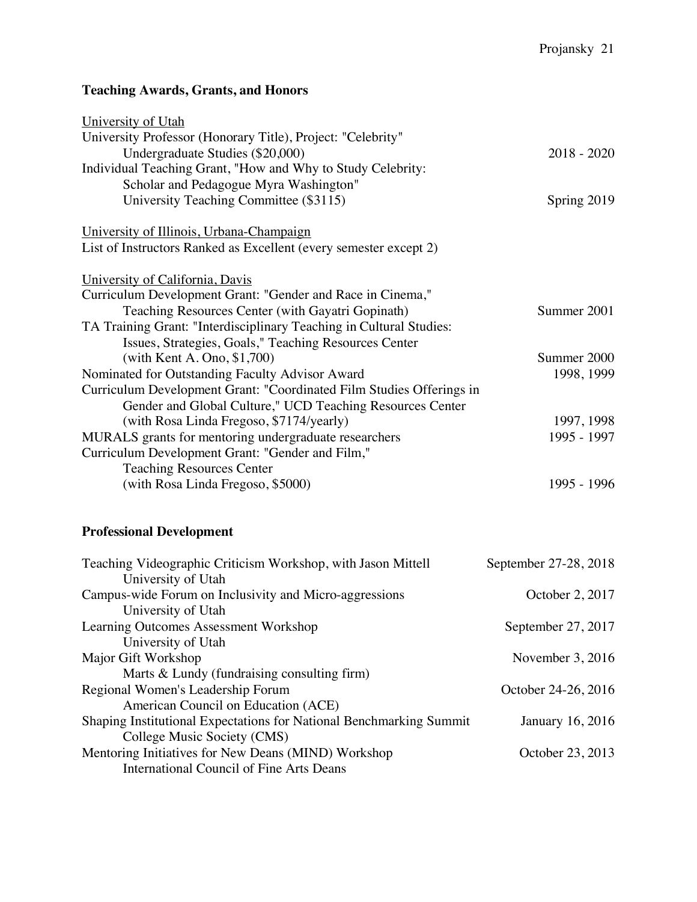## Teaching Awards, Grants, and Honors

<u>University of Utah</u>

University Professor (Honorary Title), Project: "Celebrity"
    Undergraduate Studies ($20,000) — 2018 - 2020

Individual Teaching Grant, "How and Why to Study Celebrity: Scholar and Pedagogue Myra Washington"
    University Teaching Committee ($3115) — Spring 2019

<u>University of Illinois, Urbana-Champaign</u>

List of Instructors Ranked as Excellent (every semester except 2)

<u>University of California, Davis</u>

Curriculum Development Grant: "Gender and Race in Cinema,"
    Teaching Resources Center (with Gayatri Gopinath) — Summer 2001

TA Training Grant: "Interdisciplinary Teaching in Cultural Studies: Issues, Strategies, Goals," Teaching Resources Center
    (with Kent A. Ono, $1,700) — Summer 2000

Nominated for Outstanding Faculty Advisor Award — 1998, 1999

Curriculum Development Grant: "Coordinated Film Studies Offerings in Gender and Global Culture," UCD Teaching Resources Center
    (with Rosa Linda Fregoso, $7174/yearly) — 1997, 1998

MURALS grants for mentoring undergraduate researchers — 1995 - 1997

Curriculum Development Grant: "Gender and Film," Teaching Resources Center
    (with Rosa Linda Fregoso, $5000) — 1995 - 1996

## Professional Development

Teaching Videographic Criticism Workshop, with Jason Mittell — September 27-28, 2018
    University of Utah

Campus-wide Forum on Inclusivity and Micro-aggressions — October 2, 2017
    University of Utah

Learning Outcomes Assessment Workshop — September 27, 2017
    University of Utah

Major Gift Workshop — November 3, 2016
    Marts & Lundy (fundraising consulting firm)

Regional Women's Leadership Forum — October 24-26, 2016
    American Council on Education (ACE)

Shaping Institutional Expectations for National Benchmarking Summit — January 16, 2016
    College Music Society (CMS)

Mentoring Initiatives for New Deans (MIND) Workshop — October 23, 2013
    International Council of Fine Arts Deans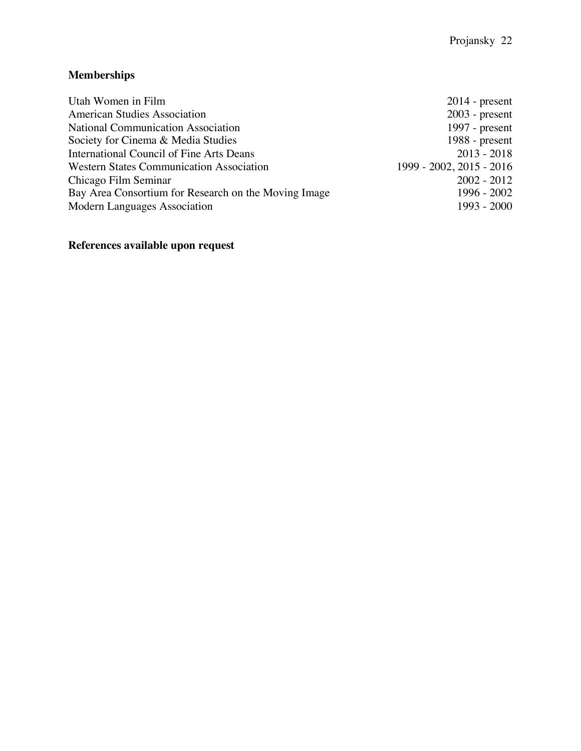## Memberships

| | |
|---|---|
| Utah Women in Film | 2014 - present |
| American Studies Association | 2003 - present |
| National Communication Association | 1997 - present |
| Society for Cinema & Media Studies | 1988 - present |
| International Council of Fine Arts Deans | 2013 - 2018 |
| Western States Communication Association | 1999 - 2002, 2015 - 2016 |
| Chicago Film Seminar | 2002 - 2012 |
| Bay Area Consortium for Research on the Moving Image | 1996 - 2002 |
| Modern Languages Association | 1993 - 2000 |

## References available upon request